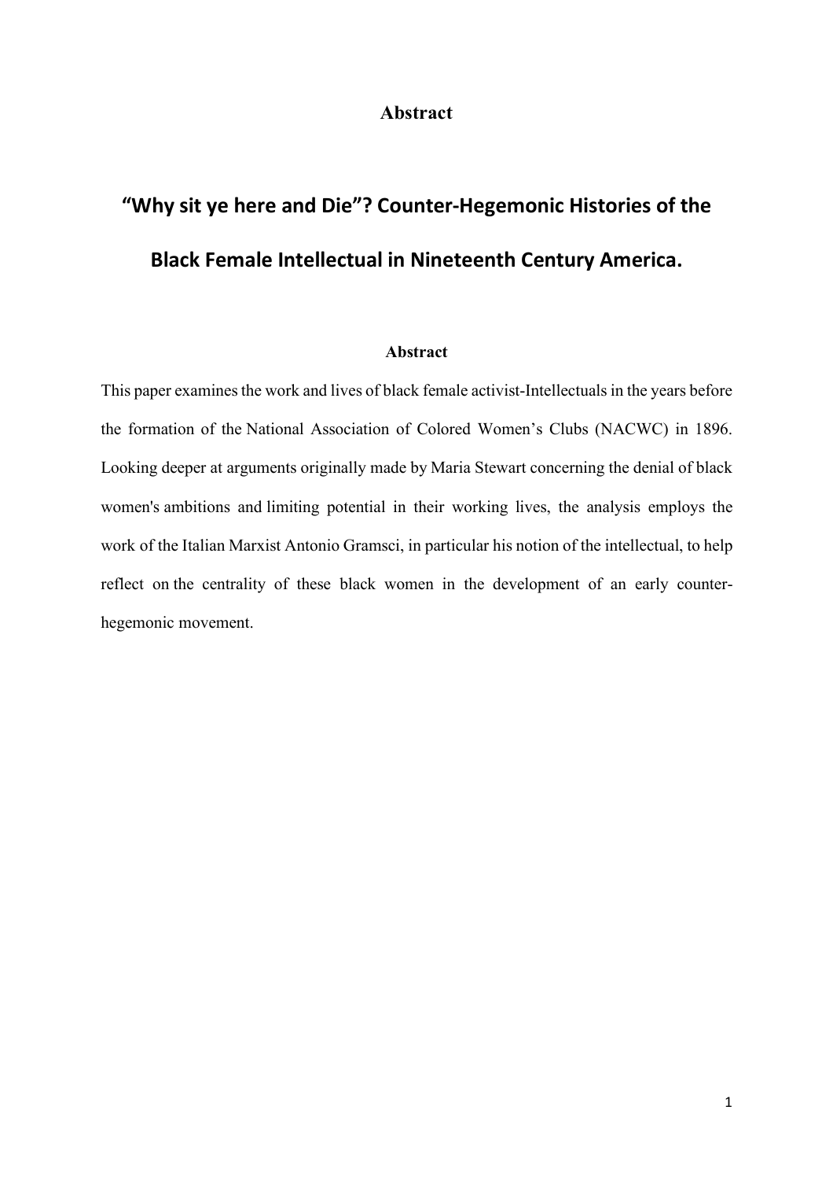# Abstract

## "Why sit ye here and Die"? Counter-Hegemonic Histories of the Black Female Intellectual in Nineteenth Century America.

### Abstract

This paper examines the work and lives of black female activist-Intellectuals in the years before the formation of the National Association of Colored Women's Clubs (NACWC) in 1896. Looking deeper at arguments originally made by Maria Stewart concerning the denial of black women's ambitions and limiting potential in their working lives, the analysis employs the work of the Italian Marxist Antonio Gramsci, in particular his notion of the intellectual, to help reflect on the centrality of these black women in the development of an early counter-hegemonic movement.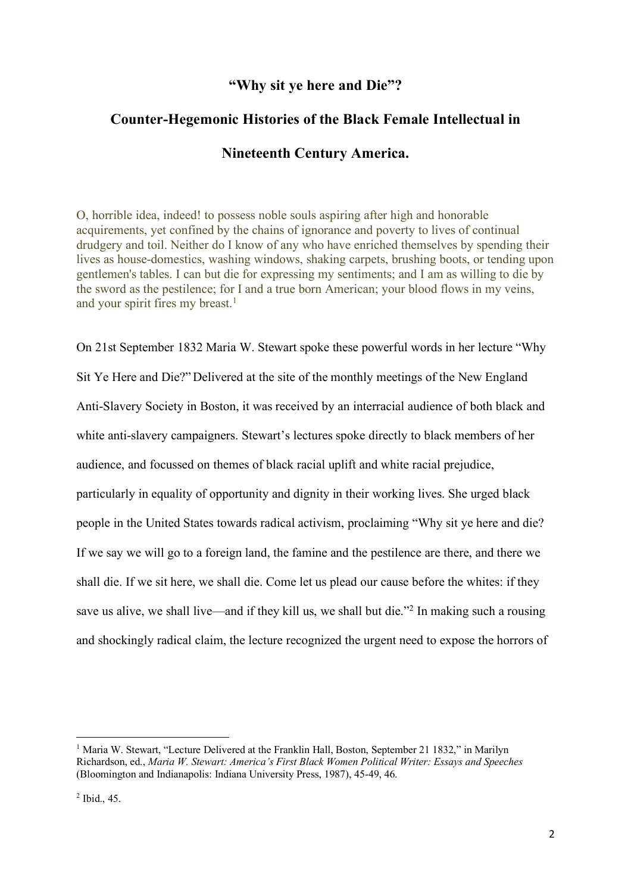# "Why sit ye here and Die"?

# Counter-Hegemonic Histories of the Black Female Intellectual in Nineteenth Century America.

> O, horrible idea, indeed! to possess noble souls aspiring after high and honorable acquirements, yet confined by the chains of ignorance and poverty to lives of continual drudgery and toil. Neither do I know of any who have enriched themselves by spending their lives as house-domestics, washing windows, shaking carpets, brushing boots, or tending upon gentlemen's tables. I can but die for expressing my sentiments; and I am as willing to die by the sword as the pestilence; for I and a true born American; your blood flows in my veins, and your spirit fires my breast.[1]

On 21st September 1832 Maria W. Stewart spoke these powerful words in her lecture "Why Sit Ye Here and Die?" Delivered at the site of the monthly meetings of the New England Anti-Slavery Society in Boston, it was received by an interracial audience of both black and white anti-slavery campaigners. Stewart's lectures spoke directly to black members of her audience, and focussed on themes of black racial uplift and white racial prejudice, particularly in equality of opportunity and dignity in their working lives. She urged black people in the United States towards radical activism, proclaiming "Why sit ye here and die? If we say we will go to a foreign land, the famine and the pestilence are there, and there we shall die. If we sit here, we shall die. Come let us plead our cause before the whites: if they save us alive, we shall live—and if they kill us, we shall but die."[2] In making such a rousing and shockingly radical claim, the lecture recognized the urgent need to expose the horrors of

---

[1] Maria W. Stewart, "Lecture Delivered at the Franklin Hall, Boston, September 21 1832," in Marilyn Richardson, ed., *Maria W. Stewart: America's First Black Women Political Writer: Essays and Speeches* (Bloomington and Indianapolis: Indiana University Press, 1987), 45-49, 46.

[2] Ibid., 45.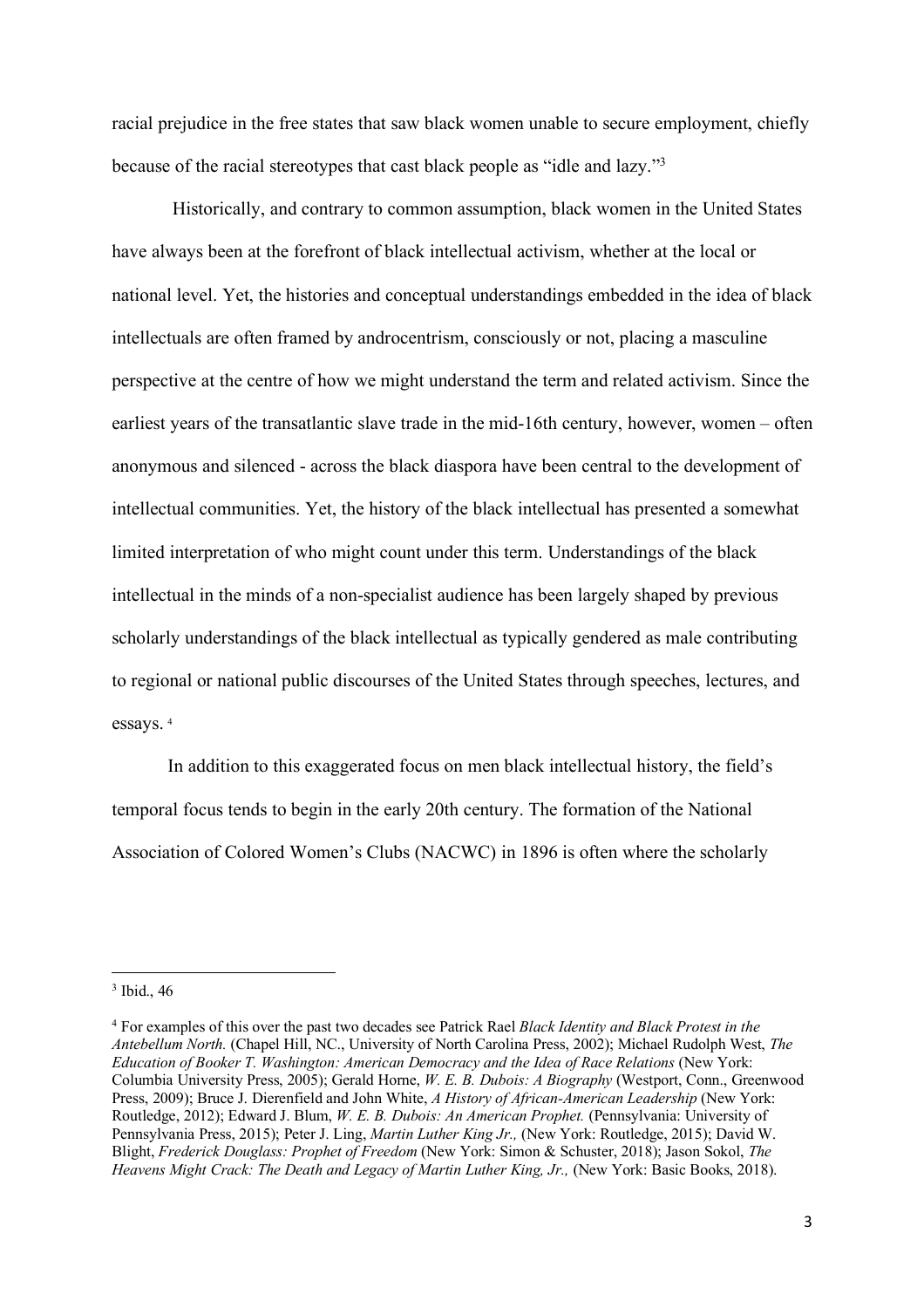racial prejudice in the free states that saw black women unable to secure employment, chiefly because of the racial stereotypes that cast black people as "idle and lazy."[3]

Historically, and contrary to common assumption, black women in the United States have always been at the forefront of black intellectual activism, whether at the local or national level. Yet, the histories and conceptual understandings embedded in the idea of black intellectuals are often framed by androcentrism, consciously or not, placing a masculine perspective at the centre of how we might understand the term and related activism. Since the earliest years of the transatlantic slave trade in the mid-16th century, however, women – often anonymous and silenced - across the black diaspora have been central to the development of intellectual communities. Yet, the history of the black intellectual has presented a somewhat limited interpretation of who might count under this term. Understandings of the black intellectual in the minds of a non-specialist audience has been largely shaped by previous scholarly understandings of the black intellectual as typically gendered as male contributing to regional or national public discourses of the United States through speeches, lectures, and essays. [4]

In addition to this exaggerated focus on men black intellectual history, the field's temporal focus tends to begin in the early 20th century. The formation of the National Association of Colored Women's Clubs (NACWC) in 1896 is often where the scholarly

---

[3] Ibid., 46

[4] For examples of this over the past two decades see Patrick Rael *Black Identity and Black Protest in the Antebellum North.* (Chapel Hill, NC., University of North Carolina Press, 2002); Michael Rudolph West, *The Education of Booker T. Washington: American Democracy and the Idea of Race Relations* (New York: Columbia University Press, 2005); Gerald Horne, *W. E. B. Dubois: A Biography* (Westport, Conn., Greenwood Press, 2009); Bruce J. Dierenfield and John White, *A History of African-American Leadership* (New York: Routledge, 2012); Edward J. Blum, *W. E. B. Dubois: An American Prophet.* (Pennsylvania: University of Pennsylvania Press, 2015); Peter J. Ling, *Martin Luther King Jr.,* (New York: Routledge, 2015); David W. Blight, *Frederick Douglass: Prophet of Freedom* (New York: Simon & Schuster, 2018); Jason Sokol, *The Heavens Might Crack: The Death and Legacy of Martin Luther King, Jr.,* (New York: Basic Books, 2018).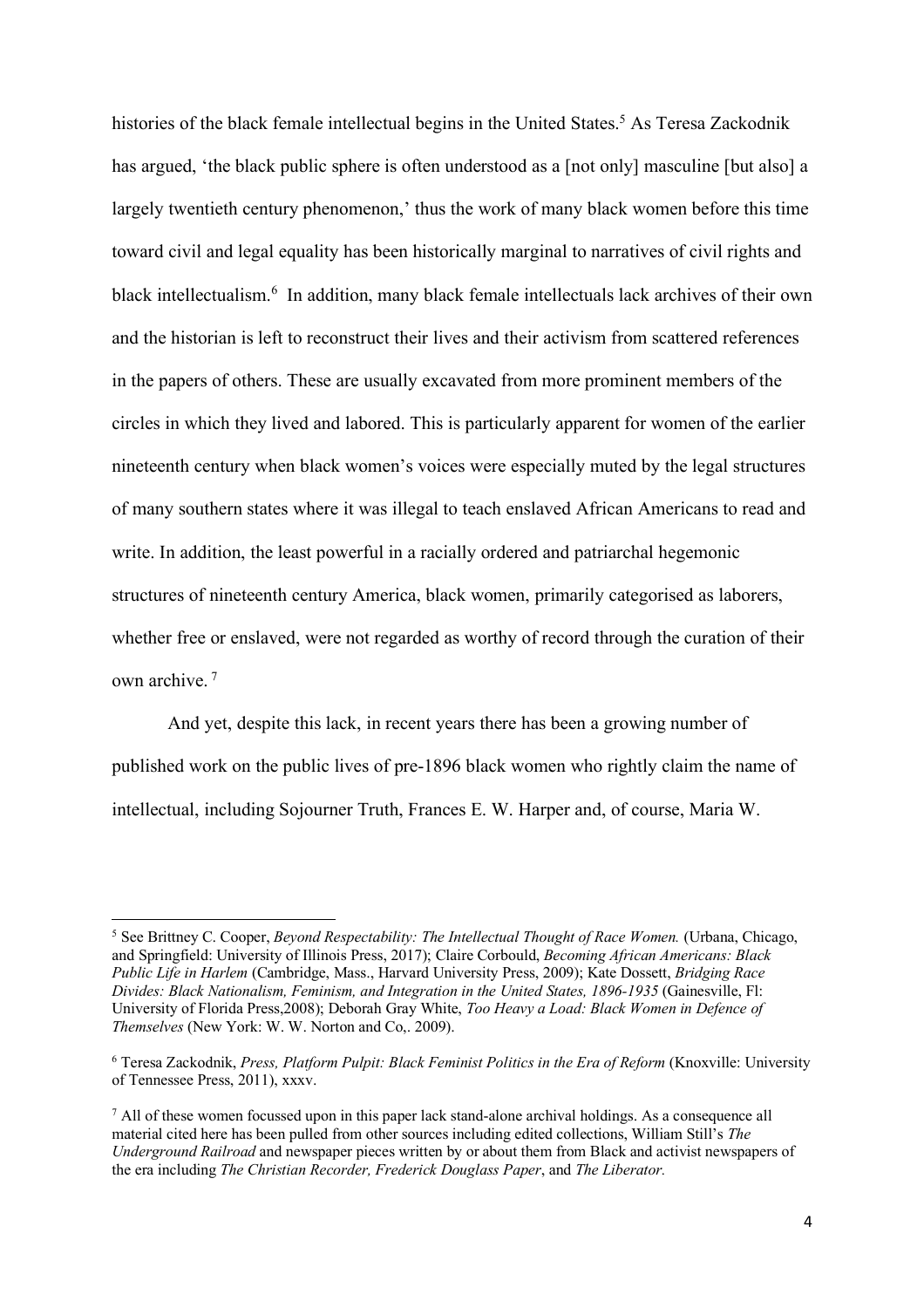histories of the black female intellectual begins in the United States.[5] As Teresa Zackodnik has argued, 'the black public sphere is often understood as a [not only] masculine [but also] a largely twentieth century phenomenon,' thus the work of many black women before this time toward civil and legal equality has been historically marginal to narratives of civil rights and black intellectualism.[6] In addition, many black female intellectuals lack archives of their own and the historian is left to reconstruct their lives and their activism from scattered references in the papers of others. These are usually excavated from more prominent members of the circles in which they lived and labored. This is particularly apparent for women of the earlier nineteenth century when black women's voices were especially muted by the legal structures of many southern states where it was illegal to teach enslaved African Americans to read and write. In addition, the least powerful in a racially ordered and patriarchal hegemonic structures of nineteenth century America, black women, primarily categorised as laborers, whether free or enslaved, were not regarded as worthy of record through the curation of their own archive.[7]

And yet, despite this lack, in recent years there has been a growing number of published work on the public lives of pre-1896 black women who rightly claim the name of intellectual, including Sojourner Truth, Frances E. W. Harper and, of course, Maria W.

---

[5] See Brittney C. Cooper, *Beyond Respectability: The Intellectual Thought of Race Women.* (Urbana, Chicago, and Springfield: University of Illinois Press, 2017); Claire Corbould, *Becoming African Americans: Black Public Life in Harlem* (Cambridge, Mass., Harvard University Press, 2009); Kate Dossett, *Bridging Race Divides: Black Nationalism, Feminism, and Integration in the United States, 1896-1935* (Gainesville, Fl: University of Florida Press,2008); Deborah Gray White, *Too Heavy a Load: Black Women in Defence of Themselves* (New York: W. W. Norton and Co,. 2009).

[6] Teresa Zackodnik, *Press, Platform Pulpit: Black Feminist Politics in the Era of Reform* (Knoxville: University of Tennessee Press, 2011), xxxv.

[7] All of these women focussed upon in this paper lack stand-alone archival holdings. As a consequence all material cited here has been pulled from other sources including edited collections, William Still's *The Underground Railroad* and newspaper pieces written by or about them from Black and activist newspapers of the era including *The Christian Recorder, Frederick Douglass Paper*, and *The Liberator.*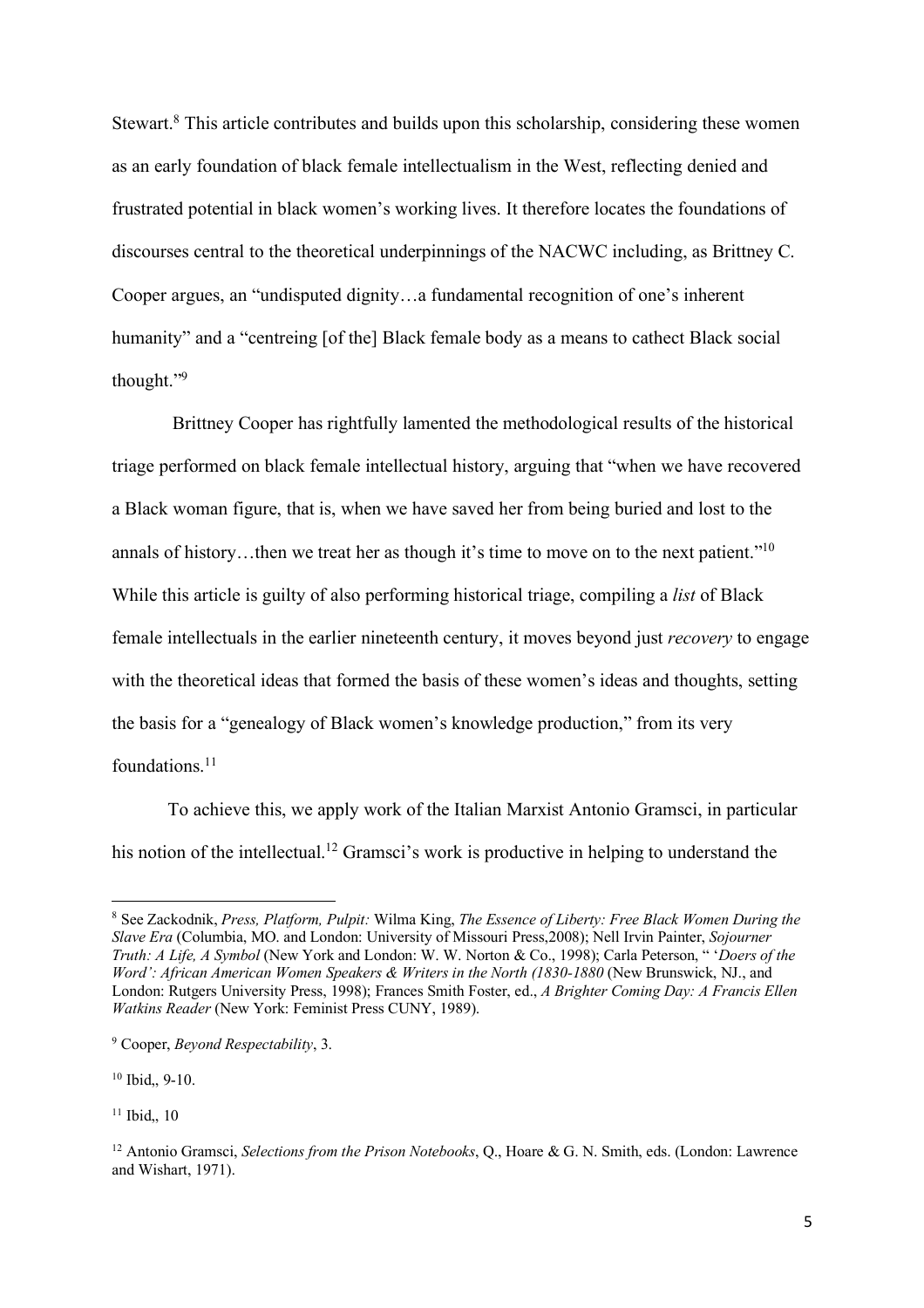Stewart.[8] This article contributes and builds upon this scholarship, considering these women as an early foundation of black female intellectualism in the West, reflecting denied and frustrated potential in black women's working lives. It therefore locates the foundations of discourses central to the theoretical underpinnings of the NACWC including, as Brittney C. Cooper argues, an "undisputed dignity…a fundamental recognition of one's inherent humanity" and a "centreing [of the] Black female body as a means to cathect Black social thought."[9]

Brittney Cooper has rightfully lamented the methodological results of the historical triage performed on black female intellectual history, arguing that "when we have recovered a Black woman figure, that is, when we have saved her from being buried and lost to the annals of history…then we treat her as though it's time to move on to the next patient."[10] While this article is guilty of also performing historical triage, compiling a *list* of Black female intellectuals in the earlier nineteenth century, it moves beyond just *recovery* to engage with the theoretical ideas that formed the basis of these women's ideas and thoughts, setting the basis for a "genealogy of Black women's knowledge production," from its very foundations.[11]

To achieve this, we apply work of the Italian Marxist Antonio Gramsci, in particular his notion of the intellectual.[12] Gramsci's work is productive in helping to understand the

---

[8] See Zackodnik, *Press, Platform, Pulpit:* Wilma King, *The Essence of Liberty: Free Black Women During the Slave Era* (Columbia, MO. and London: University of Missouri Press,2008); Nell Irvin Painter, *Sojourner Truth: A Life, A Symbol* (New York and London: W. W. Norton & Co., 1998); Carla Peterson, " '*Doers of the Word': African American Women Speakers & Writers in the North (1830-1880* (New Brunswick, NJ., and London: Rutgers University Press, 1998); Frances Smith Foster, ed., *A Brighter Coming Day: A Francis Ellen Watkins Reader* (New York: Feminist Press CUNY, 1989).

[9] Cooper, *Beyond Respectability*, 3.

[10] Ibid,, 9-10.

[11] Ibid,, 10

[12] Antonio Gramsci, *Selections from the Prison Notebooks*, Q., Hoare & G. N. Smith, eds. (London: Lawrence and Wishart, 1971).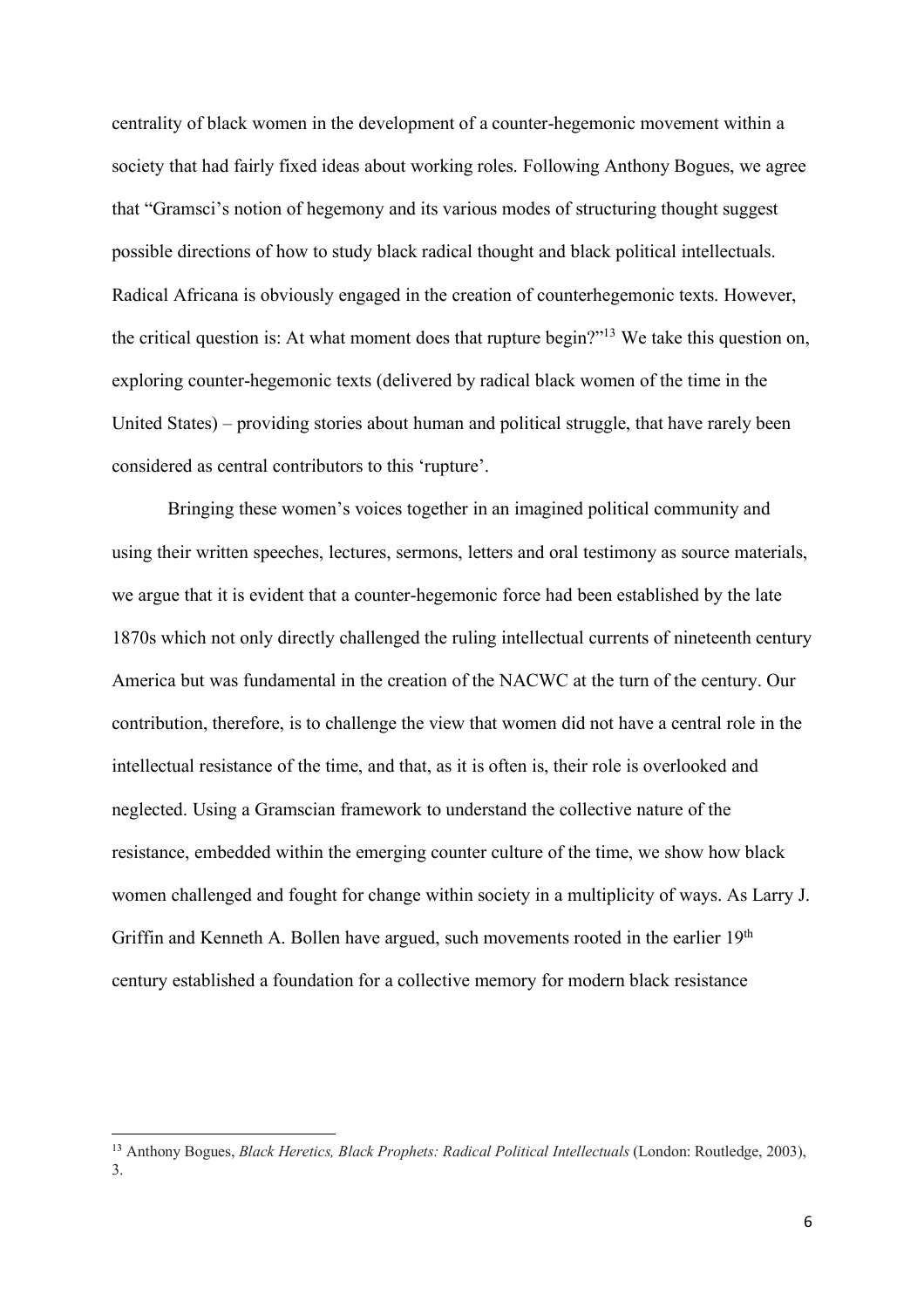centrality of black women in the development of a counter-hegemonic movement within a society that had fairly fixed ideas about working roles. Following Anthony Bogues, we agree that "Gramsci's notion of hegemony and its various modes of structuring thought suggest possible directions of how to study black radical thought and black political intellectuals. Radical Africana is obviously engaged in the creation of counterhegemonic texts. However, the critical question is: At what moment does that rupture begin?"[13] We take this question on, exploring counter-hegemonic texts (delivered by radical black women of the time in the United States) – providing stories about human and political struggle, that have rarely been considered as central contributors to this 'rupture'.

Bringing these women's voices together in an imagined political community and using their written speeches, lectures, sermons, letters and oral testimony as source materials, we argue that it is evident that a counter-hegemonic force had been established by the late 1870s which not only directly challenged the ruling intellectual currents of nineteenth century America but was fundamental in the creation of the NACWC at the turn of the century. Our contribution, therefore, is to challenge the view that women did not have a central role in the intellectual resistance of the time, and that, as it is often is, their role is overlooked and neglected. Using a Gramscian framework to understand the collective nature of the resistance, embedded within the emerging counter culture of the time, we show how black women challenged and fought for change within society in a multiplicity of ways. As Larry J. Griffin and Kenneth A. Bollen have argued, such movements rooted in the earlier 19th century established a foundation for a collective memory for modern black resistance

[13] Anthony Bogues, *Black Heretics, Black Prophets: Radical Political Intellectuals* (London: Routledge, 2003), 3.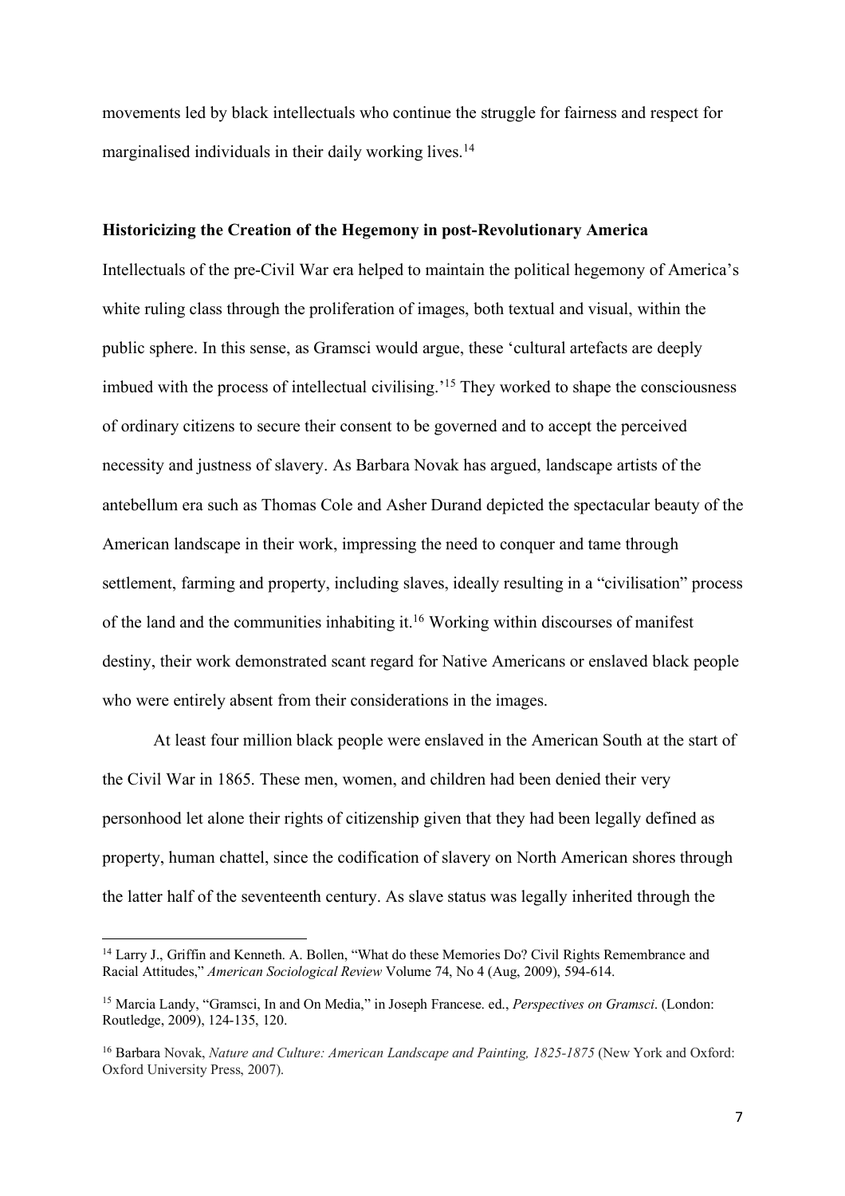movements led by black intellectuals who continue the struggle for fairness and respect for marginalised individuals in their daily working lives.[14]

### Historicizing the Creation of the Hegemony in post-Revolutionary America

Intellectuals of the pre-Civil War era helped to maintain the political hegemony of America's white ruling class through the proliferation of images, both textual and visual, within the public sphere. In this sense, as Gramsci would argue, these 'cultural artefacts are deeply imbued with the process of intellectual civilising.'[15] They worked to shape the consciousness of ordinary citizens to secure their consent to be governed and to accept the perceived necessity and justness of slavery. As Barbara Novak has argued, landscape artists of the antebellum era such as Thomas Cole and Asher Durand depicted the spectacular beauty of the American landscape in their work, impressing the need to conquer and tame through settlement, farming and property, including slaves, ideally resulting in a "civilisation" process of the land and the communities inhabiting it.[16] Working within discourses of manifest destiny, their work demonstrated scant regard for Native Americans or enslaved black people who were entirely absent from their considerations in the images.

At least four million black people were enslaved in the American South at the start of the Civil War in 1865. These men, women, and children had been denied their very personhood let alone their rights of citizenship given that they had been legally defined as property, human chattel, since the codification of slavery on North American shores through the latter half of the seventeenth century. As slave status was legally inherited through the

---

[14] Larry J., Griffin and Kenneth. A. Bollen, "What do these Memories Do? Civil Rights Remembrance and Racial Attitudes," *American Sociological Review* Volume 74, No 4 (Aug, 2009), 594-614.

[15] Marcia Landy, "Gramsci, In and On Media," in Joseph Francese. ed., *Perspectives on Gramsci*. (London: Routledge, 2009), 124-135, 120.

[16] Barbara Novak, *Nature and Culture: American Landscape and Painting, 1825-1875* (New York and Oxford: Oxford University Press, 2007).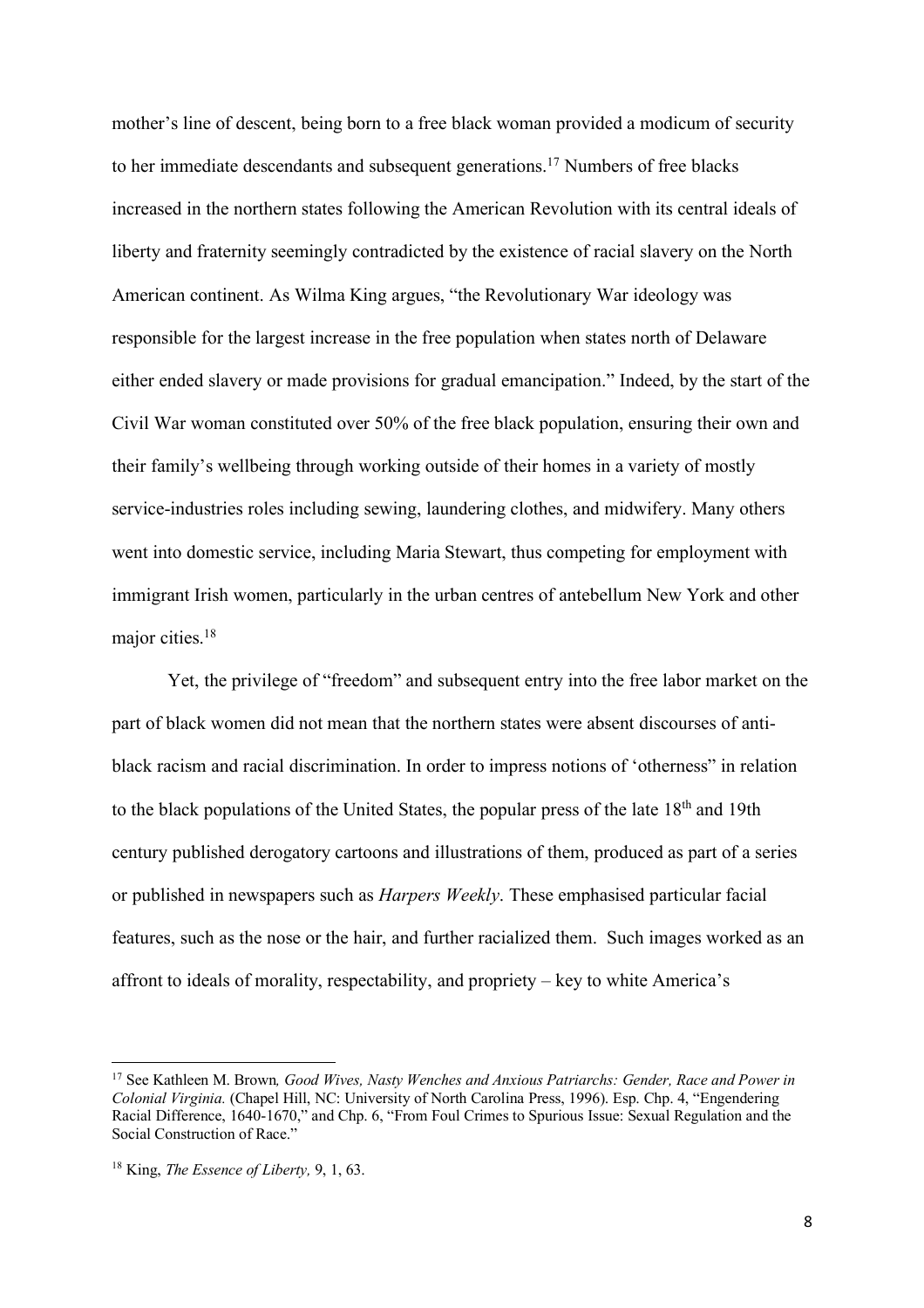mother's line of descent, being born to a free black woman provided a modicum of security to her immediate descendants and subsequent generations.[17] Numbers of free blacks increased in the northern states following the American Revolution with its central ideals of liberty and fraternity seemingly contradicted by the existence of racial slavery on the North American continent. As Wilma King argues, "the Revolutionary War ideology was responsible for the largest increase in the free population when states north of Delaware either ended slavery or made provisions for gradual emancipation." Indeed, by the start of the Civil War woman constituted over 50% of the free black population, ensuring their own and their family's wellbeing through working outside of their homes in a variety of mostly service-industries roles including sewing, laundering clothes, and midwifery. Many others went into domestic service, including Maria Stewart, thus competing for employment with immigrant Irish women, particularly in the urban centres of antebellum New York and other major cities.[18]

Yet, the privilege of "freedom" and subsequent entry into the free labor market on the part of black women did not mean that the northern states were absent discourses of anti-black racism and racial discrimination. In order to impress notions of 'otherness" in relation to the black populations of the United States, the popular press of the late 18th and 19th century published derogatory cartoons and illustrations of them, produced as part of a series or published in newspapers such as *Harpers Weekly*. These emphasised particular facial features, such as the nose or the hair, and further racialized them. Such images worked as an affront to ideals of morality, respectability, and propriety – key to white America's

---

[17] See Kathleen M. Brown*, Good Wives, Nasty Wenches and Anxious Patriarchs: Gender, Race and Power in Colonial Virginia.* (Chapel Hill, NC: University of North Carolina Press, 1996). Esp. Chp. 4, "Engendering Racial Difference, 1640-1670," and Chp. 6, "From Foul Crimes to Spurious Issue: Sexual Regulation and the Social Construction of Race."

[18] King, *The Essence of Liberty,* 9, 1, 63.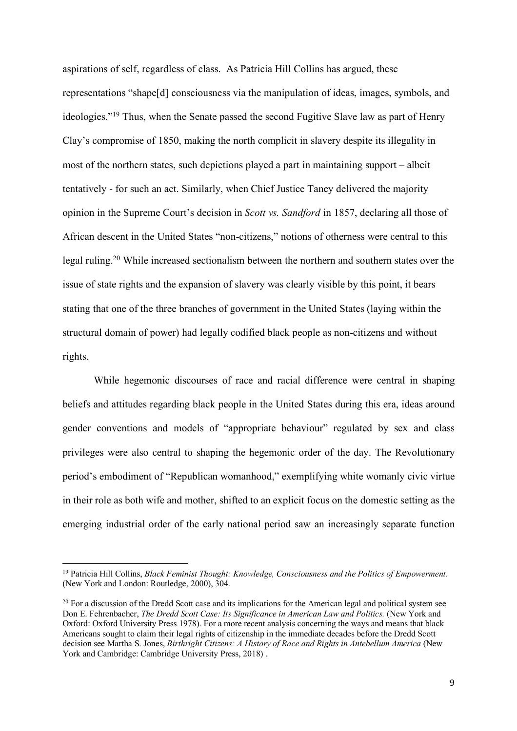aspirations of self, regardless of class. As Patricia Hill Collins has argued, these representations "shape[d] consciousness via the manipulation of ideas, images, symbols, and ideologies."[19] Thus, when the Senate passed the second Fugitive Slave law as part of Henry Clay's compromise of 1850, making the north complicit in slavery despite its illegality in most of the northern states, such depictions played a part in maintaining support – albeit tentatively - for such an act. Similarly, when Chief Justice Taney delivered the majority opinion in the Supreme Court's decision in *Scott vs. Sandford* in 1857, declaring all those of African descent in the United States "non-citizens," notions of otherness were central to this legal ruling.[20] While increased sectionalism between the northern and southern states over the issue of state rights and the expansion of slavery was clearly visible by this point, it bears stating that one of the three branches of government in the United States (laying within the structural domain of power) had legally codified black people as non-citizens and without rights.

While hegemonic discourses of race and racial difference were central in shaping beliefs and attitudes regarding black people in the United States during this era, ideas around gender conventions and models of "appropriate behaviour" regulated by sex and class privileges were also central to shaping the hegemonic order of the day. The Revolutionary period's embodiment of "Republican womanhood," exemplifying white womanly civic virtue in their role as both wife and mother, shifted to an explicit focus on the domestic setting as the emerging industrial order of the early national period saw an increasingly separate function

---

[19] Patricia Hill Collins, *Black Feminist Thought: Knowledge, Consciousness and the Politics of Empowerment.* (New York and London: Routledge, 2000), 304.

[20] For a discussion of the Dredd Scott case and its implications for the American legal and political system see Don E. Fehrenbacher, *The Dredd Scott Case: Its Significance in American Law and Politics.* (New York and Oxford: Oxford University Press 1978). For a more recent analysis concerning the ways and means that black Americans sought to claim their legal rights of citizenship in the immediate decades before the Dredd Scott decision see Martha S. Jones, *Birthright Citizens: A History of Race and Rights in Antebellum America* (New York and Cambridge: Cambridge University Press, 2018) .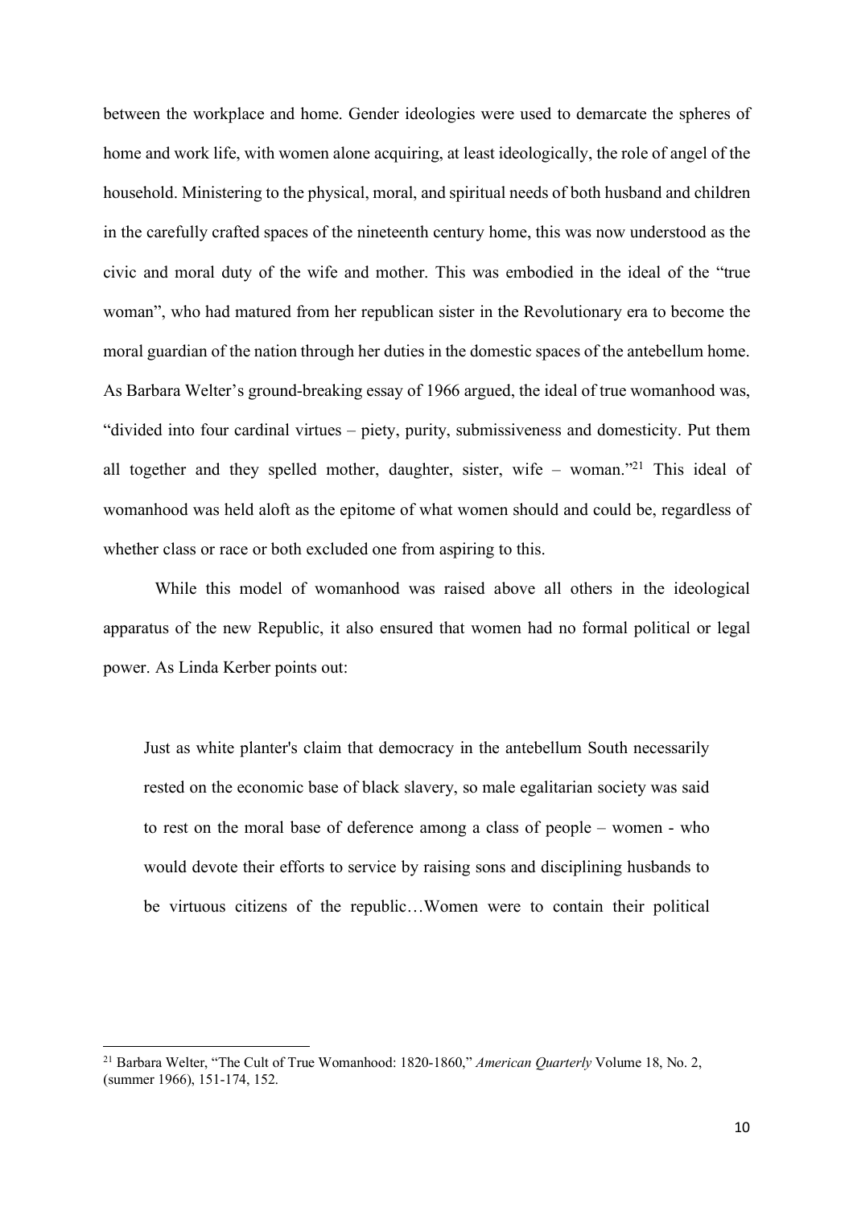between the workplace and home. Gender ideologies were used to demarcate the spheres of home and work life, with women alone acquiring, at least ideologically, the role of angel of the household. Ministering to the physical, moral, and spiritual needs of both husband and children in the carefully crafted spaces of the nineteenth century home, this was now understood as the civic and moral duty of the wife and mother. This was embodied in the ideal of the "true woman", who had matured from her republican sister in the Revolutionary era to become the moral guardian of the nation through her duties in the domestic spaces of the antebellum home. As Barbara Welter's ground-breaking essay of 1966 argued, the ideal of true womanhood was, "divided into four cardinal virtues – piety, purity, submissiveness and domesticity. Put them all together and they spelled mother, daughter, sister, wife – woman."[21] This ideal of womanhood was held aloft as the epitome of what women should and could be, regardless of whether class or race or both excluded one from aspiring to this.

While this model of womanhood was raised above all others in the ideological apparatus of the new Republic, it also ensured that women had no formal political or legal power. As Linda Kerber points out:

> Just as white planter's claim that democracy in the antebellum South necessarily rested on the economic base of black slavery, so male egalitarian society was said to rest on the moral base of deference among a class of people – women - who would devote their efforts to service by raising sons and disciplining husbands to be virtuous citizens of the republic…Women were to contain their political

[21] Barbara Welter, "The Cult of True Womanhood: 1820-1860," *American Quarterly* Volume 18, No. 2, (summer 1966), 151-174, 152.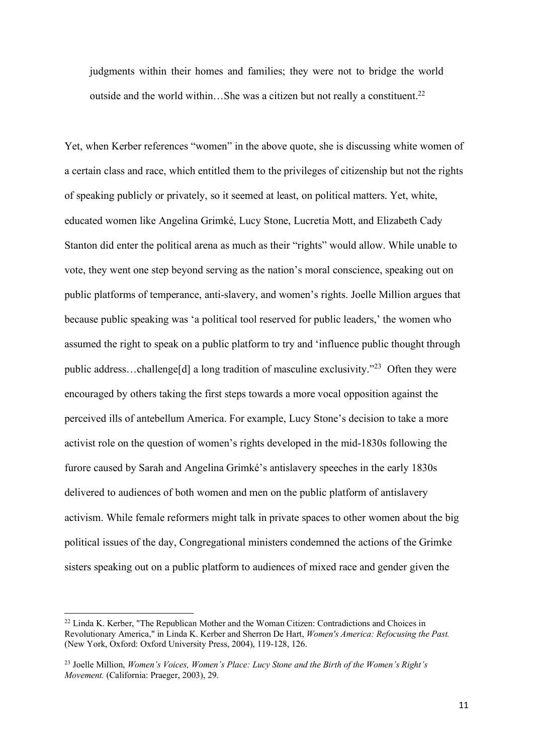> judgments within their homes and families; they were not to bridge the world outside and the world within…She was a citizen but not really a constituent.[22]

Yet, when Kerber references "women" in the above quote, she is discussing white women of a certain class and race, which entitled them to the privileges of citizenship but not the rights of speaking publicly or privately, so it seemed at least, on political matters. Yet, white, educated women like Angelina Grimké, Lucy Stone, Lucretia Mott, and Elizabeth Cady Stanton did enter the political arena as much as their "rights" would allow. While unable to vote, they went one step beyond serving as the nation's moral conscience, speaking out on public platforms of temperance, anti-slavery, and women's rights. Joelle Million argues that because public speaking was 'a political tool reserved for public leaders,' the women who assumed the right to speak on a public platform to try and 'influence public thought through public address…challenge[d] a long tradition of masculine exclusivity."[23] Often they were encouraged by others taking the first steps towards a more vocal opposition against the perceived ills of antebellum America. For example, Lucy Stone's decision to take a more activist role on the question of women's rights developed in the mid-1830s following the furore caused by Sarah and Angelina Grimké's antislavery speeches in the early 1830s delivered to audiences of both women and men on the public platform of antislavery activism. While female reformers might talk in private spaces to other women about the big political issues of the day, Congregational ministers condemned the actions of the Grimke sisters speaking out on a public platform to audiences of mixed race and gender given the

---

[22] Linda K. Kerber, "The Republican Mother and the Woman Citizen: Contradictions and Choices in Revolutionary America," in Linda K. Kerber and Sherron De Hart, *Women's America: Refocusing the Past.* (New York, Oxford: Oxford University Press, 2004), 119-128, 126.

[23] Joelle Million, *Women's Voices, Women's Place: Lucy Stone and the Birth of the Women's Right's Movement.* (California: Praeger, 2003), 29.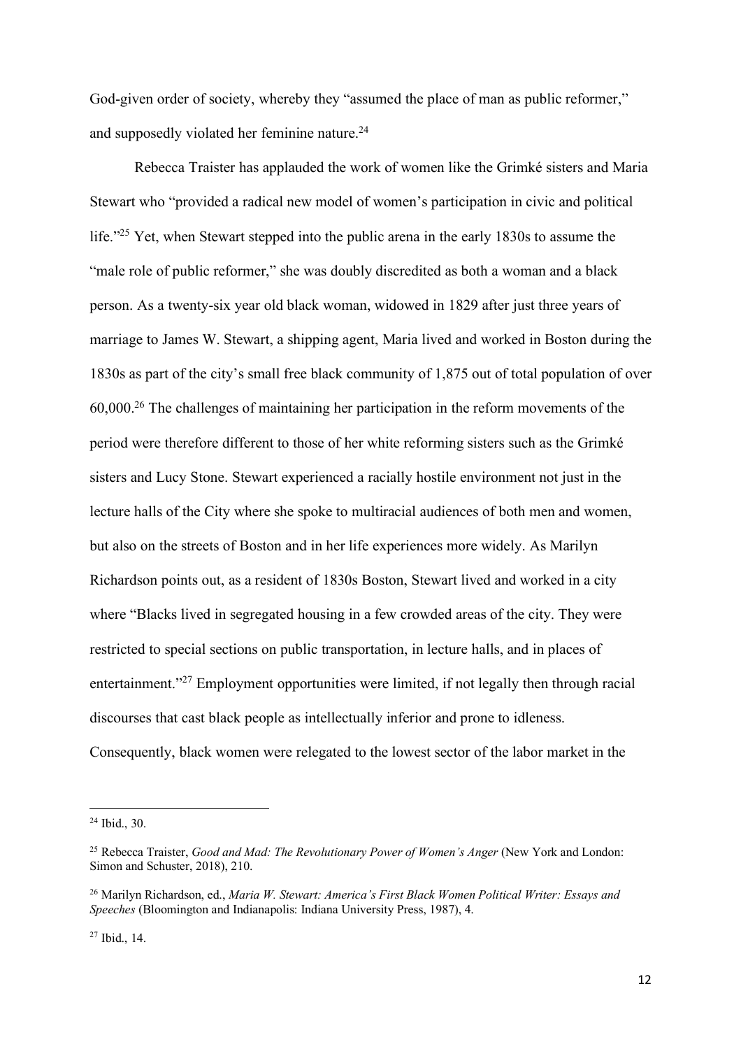God-given order of society, whereby they "assumed the place of man as public reformer," and supposedly violated her feminine nature.[24]

Rebecca Traister has applauded the work of women like the Grimké sisters and Maria Stewart who "provided a radical new model of women's participation in civic and political life."[25] Yet, when Stewart stepped into the public arena in the early 1830s to assume the "male role of public reformer," she was doubly discredited as both a woman and a black person. As a twenty-six year old black woman, widowed in 1829 after just three years of marriage to James W. Stewart, a shipping agent, Maria lived and worked in Boston during the 1830s as part of the city's small free black community of 1,875 out of total population of over 60,000.[26] The challenges of maintaining her participation in the reform movements of the period were therefore different to those of her white reforming sisters such as the Grimké sisters and Lucy Stone. Stewart experienced a racially hostile environment not just in the lecture halls of the City where she spoke to multiracial audiences of both men and women, but also on the streets of Boston and in her life experiences more widely. As Marilyn Richardson points out, as a resident of 1830s Boston, Stewart lived and worked in a city where "Blacks lived in segregated housing in a few crowded areas of the city. They were restricted to special sections on public transportation, in lecture halls, and in places of entertainment."[27] Employment opportunities were limited, if not legally then through racial discourses that cast black people as intellectually inferior and prone to idleness. Consequently, black women were relegated to the lowest sector of the labor market in the

---

[24] Ibid., 30.

[25] Rebecca Traister, *Good and Mad: The Revolutionary Power of Women's Anger* (New York and London: Simon and Schuster, 2018), 210.

[26] Marilyn Richardson, ed., *Maria W. Stewart: America's First Black Women Political Writer: Essays and Speeches* (Bloomington and Indianapolis: Indiana University Press, 1987), 4.

[27] Ibid., 14.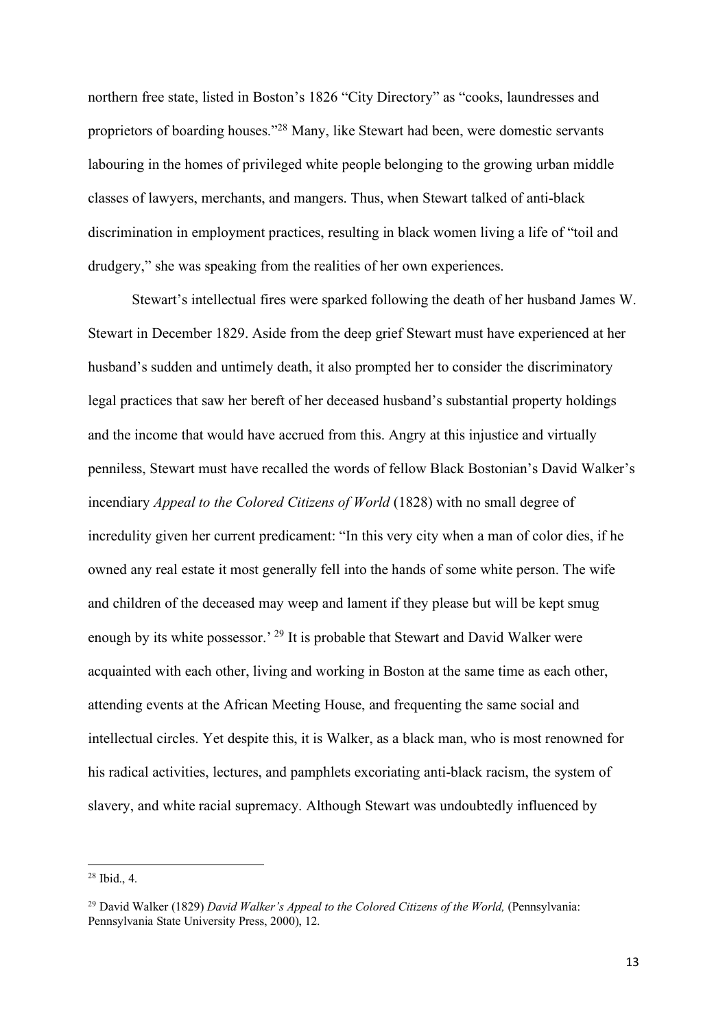northern free state, listed in Boston's 1826 "City Directory" as "cooks, laundresses and proprietors of boarding houses."[28] Many, like Stewart had been, were domestic servants labouring in the homes of privileged white people belonging to the growing urban middle classes of lawyers, merchants, and mangers. Thus, when Stewart talked of anti-black discrimination in employment practices, resulting in black women living a life of "toil and drudgery," she was speaking from the realities of her own experiences.

Stewart's intellectual fires were sparked following the death of her husband James W. Stewart in December 1829. Aside from the deep grief Stewart must have experienced at her husband's sudden and untimely death, it also prompted her to consider the discriminatory legal practices that saw her bereft of her deceased husband's substantial property holdings and the income that would have accrued from this. Angry at this injustice and virtually penniless, Stewart must have recalled the words of fellow Black Bostonian's David Walker's incendiary *Appeal to the Colored Citizens of World* (1828) with no small degree of incredulity given her current predicament: "In this very city when a man of color dies, if he owned any real estate it most generally fell into the hands of some white person. The wife and children of the deceased may weep and lament if they please but will be kept smug enough by its white possessor.' [29] It is probable that Stewart and David Walker were acquainted with each other, living and working in Boston at the same time as each other, attending events at the African Meeting House, and frequenting the same social and intellectual circles. Yet despite this, it is Walker, as a black man, who is most renowned for his radical activities, lectures, and pamphlets excoriating anti-black racism, the system of slavery, and white racial supremacy. Although Stewart was undoubtedly influenced by

---

[28] Ibid., 4.

[29] David Walker (1829) *David Walker's Appeal to the Colored Citizens of the World,* (Pennsylvania: Pennsylvania State University Press, 2000), 12.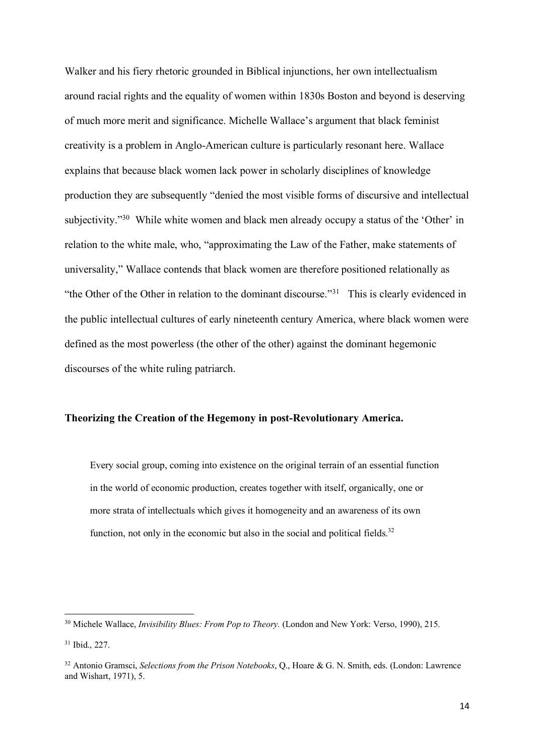Walker and his fiery rhetoric grounded in Biblical injunctions, her own intellectualism around racial rights and the equality of women within 1830s Boston and beyond is deserving of much more merit and significance. Michelle Wallace's argument that black feminist creativity is a problem in Anglo-American culture is particularly resonant here. Wallace explains that because black women lack power in scholarly disciplines of knowledge production they are subsequently "denied the most visible forms of discursive and intellectual subjectivity."[30] While white women and black men already occupy a status of the 'Other' in relation to the white male, who, "approximating the Law of the Father, make statements of universality," Wallace contends that black women are therefore positioned relationally as "the Other of the Other in relation to the dominant discourse."[31] This is clearly evidenced in the public intellectual cultures of early nineteenth century America, where black women were defined as the most powerless (the other of the other) against the dominant hegemonic discourses of the white ruling patriarch.

**Theorizing the Creation of the Hegemony in post-Revolutionary America.**

> Every social group, coming into existence on the original terrain of an essential function in the world of economic production, creates together with itself, organically, one or more strata of intellectuals which gives it homogeneity and an awareness of its own function, not only in the economic but also in the social and political fields.[32]

---

[30] Michele Wallace, *Invisibility Blues: From Pop to Theory.* (London and New York: Verso, 1990), 215.

[31] Ibid., 227.

[32] Antonio Gramsci, *Selections from the Prison Notebooks*, Q., Hoare & G. N. Smith, eds. (London: Lawrence and Wishart, 1971), 5.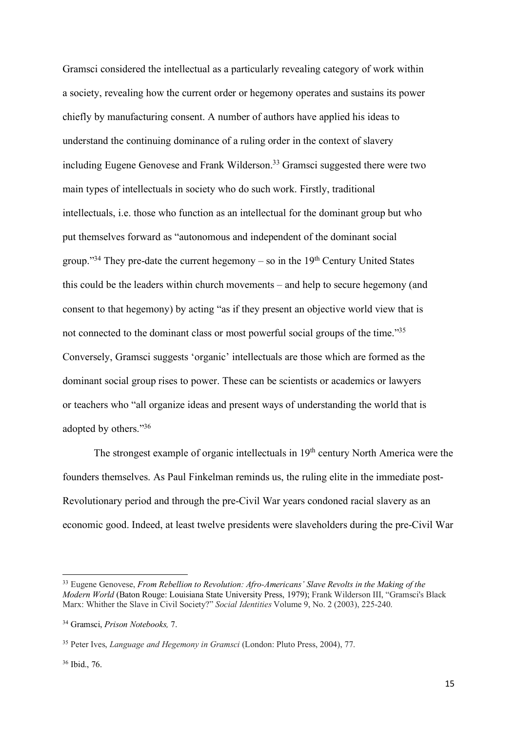Gramsci considered the intellectual as a particularly revealing category of work within a society, revealing how the current order or hegemony operates and sustains its power chiefly by manufacturing consent. A number of authors have applied his ideas to understand the continuing dominance of a ruling order in the context of slavery including Eugene Genovese and Frank Wilderson.[33] Gramsci suggested there were two main types of intellectuals in society who do such work. Firstly, traditional intellectuals, i.e. those who function as an intellectual for the dominant group but who put themselves forward as "autonomous and independent of the dominant social group."[34] They pre-date the current hegemony – so in the 19th Century United States this could be the leaders within church movements – and help to secure hegemony (and consent to that hegemony) by acting "as if they present an objective world view that is not connected to the dominant class or most powerful social groups of the time."[35] Conversely, Gramsci suggests 'organic' intellectuals are those which are formed as the dominant social group rises to power. These can be scientists or academics or lawyers or teachers who "all organize ideas and present ways of understanding the world that is adopted by others."[36]

The strongest example of organic intellectuals in 19th century North America were the founders themselves. As Paul Finkelman reminds us, the ruling elite in the immediate post-Revolutionary period and through the pre-Civil War years condoned racial slavery as an economic good. Indeed, at least twelve presidents were slaveholders during the pre-Civil War

---

[33] Eugene Genovese, *From Rebellion to Revolution: Afro-Americans' Slave Revolts in the Making of the Modern World* (Baton Rouge: Louisiana State University Press, 1979); Frank Wilderson III, "Gramsci's Black Marx: Whither the Slave in Civil Society?" *Social Identities* Volume 9, No. 2 (2003), 225-240.

[34] Gramsci, *Prison Notebooks,* 7.

[35] Peter Ives, *Language and Hegemony in Gramsci* (London: Pluto Press, 2004), 77.

[36] Ibid., 76.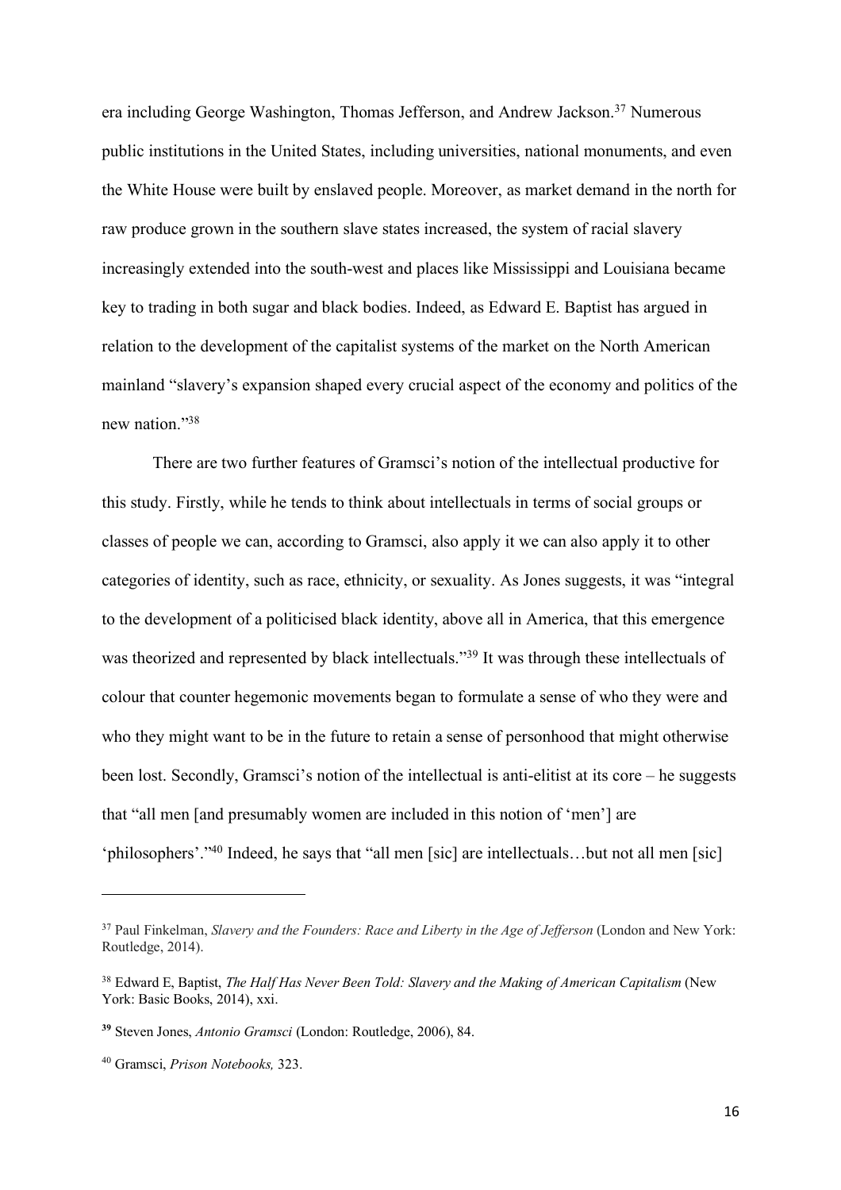era including George Washington, Thomas Jefferson, and Andrew Jackson.[37] Numerous public institutions in the United States, including universities, national monuments, and even the White House were built by enslaved people. Moreover, as market demand in the north for raw produce grown in the southern slave states increased, the system of racial slavery increasingly extended into the south-west and places like Mississippi and Louisiana became key to trading in both sugar and black bodies. Indeed, as Edward E. Baptist has argued in relation to the development of the capitalist systems of the market on the North American mainland "slavery's expansion shaped every crucial aspect of the economy and politics of the new nation."[38]

There are two further features of Gramsci's notion of the intellectual productive for this study. Firstly, while he tends to think about intellectuals in terms of social groups or classes of people we can, according to Gramsci, also apply it we can also apply it to other categories of identity, such as race, ethnicity, or sexuality. As Jones suggests, it was "integral to the development of a politicised black identity, above all in America, that this emergence was theorized and represented by black intellectuals."[39] It was through these intellectuals of colour that counter hegemonic movements began to formulate a sense of who they were and who they might want to be in the future to retain a sense of personhood that might otherwise been lost. Secondly, Gramsci's notion of the intellectual is anti-elitist at its core – he suggests that "all men [and presumably women are included in this notion of 'men'] are 'philosophers'."[40] Indeed, he says that "all men [sic] are intellectuals…but not all men [sic]

---

[37] Paul Finkelman, *Slavery and the Founders: Race and Liberty in the Age of Jefferson* (London and New York: Routledge, 2014).

[38] Edward E, Baptist, *The Half Has Never Been Told: Slavery and the Making of American Capitalism* (New York: Basic Books, 2014), xxi.

[39] Steven Jones, *Antonio Gramsci* (London: Routledge, 2006), 84.

[40] Gramsci, *Prison Notebooks,* 323.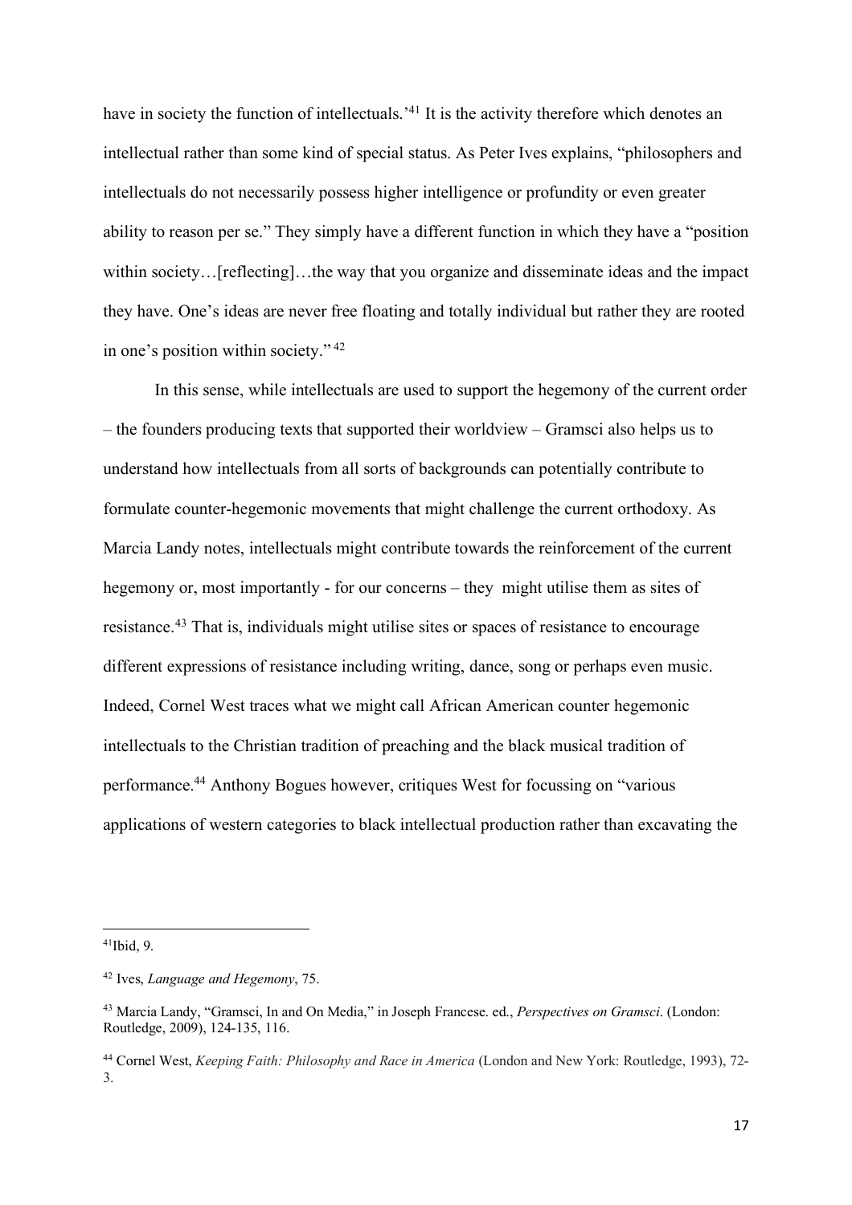have in society the function of intellectuals.'[41] It is the activity therefore which denotes an intellectual rather than some kind of special status. As Peter Ives explains, "philosophers and intellectuals do not necessarily possess higher intelligence or profundity or even greater ability to reason per se." They simply have a different function in which they have a "position within society…[reflecting]…the way that you organize and disseminate ideas and the impact they have. One's ideas are never free floating and totally individual but rather they are rooted in one's position within society."[42]

In this sense, while intellectuals are used to support the hegemony of the current order – the founders producing texts that supported their worldview – Gramsci also helps us to understand how intellectuals from all sorts of backgrounds can potentially contribute to formulate counter-hegemonic movements that might challenge the current orthodoxy. As Marcia Landy notes, intellectuals might contribute towards the reinforcement of the current hegemony or, most importantly - for our concerns – they might utilise them as sites of resistance.[43] That is, individuals might utilise sites or spaces of resistance to encourage different expressions of resistance including writing, dance, song or perhaps even music. Indeed, Cornel West traces what we might call African American counter hegemonic intellectuals to the Christian tradition of preaching and the black musical tradition of performance.[44] Anthony Bogues however, critiques West for focussing on "various applications of western categories to black intellectual production rather than excavating the

---

[41]Ibid, 9.

[42] Ives, *Language and Hegemony*, 75.

[43] Marcia Landy, "Gramsci, In and On Media," in Joseph Francese. ed., *Perspectives on Gramsci*. (London: Routledge, 2009), 124-135, 116.

[44] Cornel West, *Keeping Faith: Philosophy and Race in America* (London and New York: Routledge, 1993), 72-3.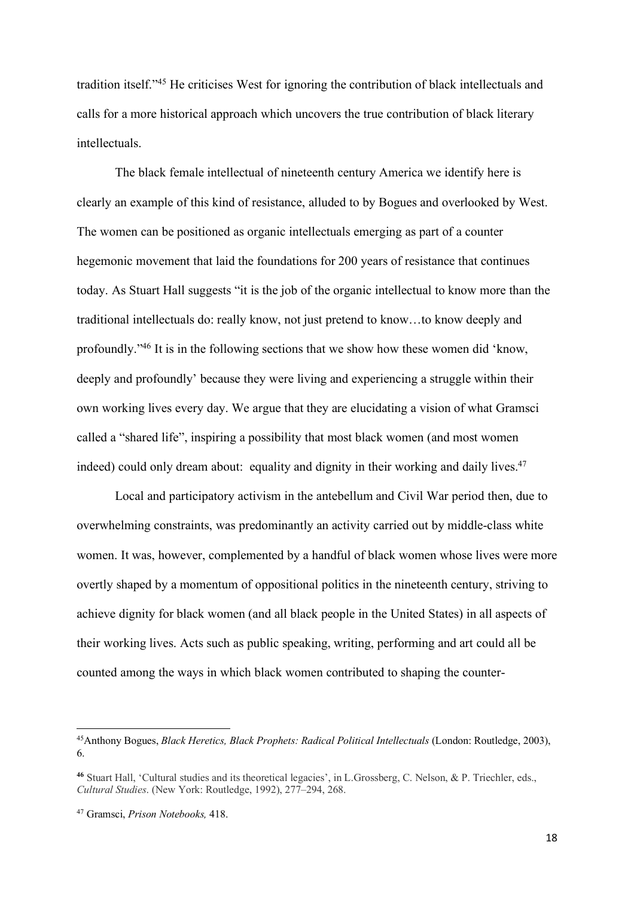tradition itself."[45] He criticises West for ignoring the contribution of black intellectuals and calls for a more historical approach which uncovers the true contribution of black literary intellectuals.

The black female intellectual of nineteenth century America we identify here is clearly an example of this kind of resistance, alluded to by Bogues and overlooked by West. The women can be positioned as organic intellectuals emerging as part of a counter hegemonic movement that laid the foundations for 200 years of resistance that continues today. As Stuart Hall suggests "it is the job of the organic intellectual to know more than the traditional intellectuals do: really know, not just pretend to know…to know deeply and profoundly."[46] It is in the following sections that we show how these women did 'know, deeply and profoundly' because they were living and experiencing a struggle within their own working lives every day. We argue that they are elucidating a vision of what Gramsci called a "shared life", inspiring a possibility that most black women (and most women indeed) could only dream about: equality and dignity in their working and daily lives.[47]

Local and participatory activism in the antebellum and Civil War period then, due to overwhelming constraints, was predominantly an activity carried out by middle-class white women. It was, however, complemented by a handful of black women whose lives were more overtly shaped by a momentum of oppositional politics in the nineteenth century, striving to achieve dignity for black women (and all black people in the United States) in all aspects of their working lives. Acts such as public speaking, writing, performing and art could all be counted among the ways in which black women contributed to shaping the counter-

---

[45] Anthony Bogues, *Black Heretics, Black Prophets: Radical Political Intellectuals* (London: Routledge, 2003), 6.

[46] Stuart Hall, 'Cultural studies and its theoretical legacies', in L.Grossberg, C. Nelson, & P. Triechler, eds., *Cultural Studies*. (New York: Routledge, 1992), 277–294, 268.

[47] Gramsci, *Prison Notebooks,* 418.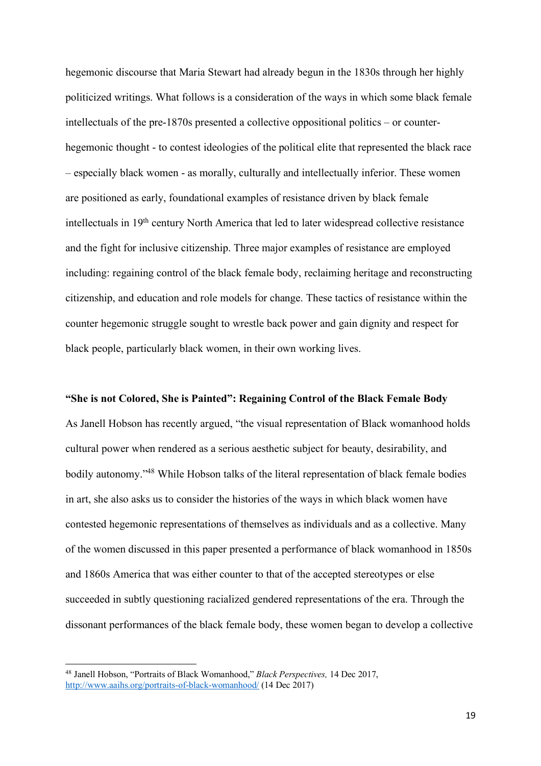hegemonic discourse that Maria Stewart had already begun in the 1830s through her highly politicized writings. What follows is a consideration of the ways in which some black female intellectuals of the pre-1870s presented a collective oppositional politics – or counter-hegemonic thought - to contest ideologies of the political elite that represented the black race – especially black women - as morally, culturally and intellectually inferior. These women are positioned as early, foundational examples of resistance driven by black female intellectuals in 19th century North America that led to later widespread collective resistance and the fight for inclusive citizenship. Three major examples of resistance are employed including: regaining control of the black female body, reclaiming heritage and reconstructing citizenship, and education and role models for change. These tactics of resistance within the counter hegemonic struggle sought to wrestle back power and gain dignity and respect for black people, particularly black women, in their own working lives.

**"She is not Colored, She is Painted": Regaining Control of the Black Female Body**

As Janell Hobson has recently argued, "the visual representation of Black womanhood holds cultural power when rendered as a serious aesthetic subject for beauty, desirability, and bodily autonomy."[48] While Hobson talks of the literal representation of black female bodies in art, she also asks us to consider the histories of the ways in which black women have contested hegemonic representations of themselves as individuals and as a collective. Many of the women discussed in this paper presented a performance of black womanhood in 1850s and 1860s America that was either counter to that of the accepted stereotypes or else succeeded in subtly questioning racialized gendered representations of the era. Through the dissonant performances of the black female body, these women began to develop a collective

---

[48] Janell Hobson, "Portraits of Black Womanhood," *Black Perspectives,* 14 Dec 2017, http://www.aaihs.org/portraits-of-black-womanhood/ (14 Dec 2017)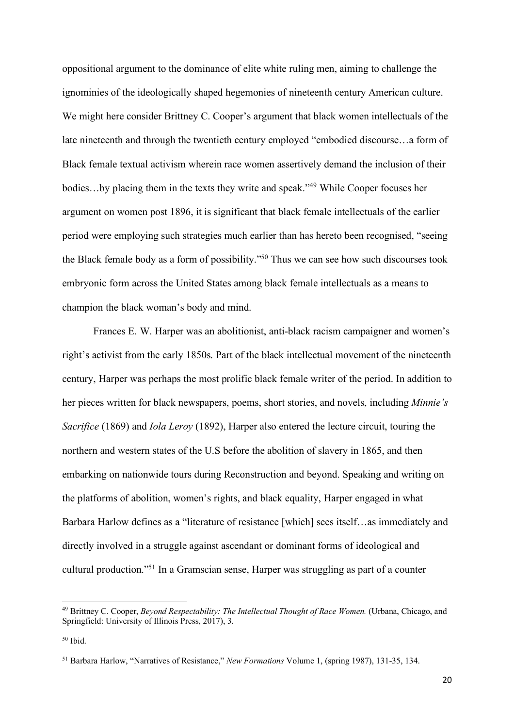oppositional argument to the dominance of elite white ruling men, aiming to challenge the ignominies of the ideologically shaped hegemonies of nineteenth century American culture. We might here consider Brittney C. Cooper's argument that black women intellectuals of the late nineteenth and through the twentieth century employed "embodied discourse…a form of Black female textual activism wherein race women assertively demand the inclusion of their bodies…by placing them in the texts they write and speak."[49] While Cooper focuses her argument on women post 1896, it is significant that black female intellectuals of the earlier period were employing such strategies much earlier than has hereto been recognised, "seeing the Black female body as a form of possibility."[50] Thus we can see how such discourses took embryonic form across the United States among black female intellectuals as a means to champion the black woman's body and mind.

Frances E. W. Harper was an abolitionist, anti-black racism campaigner and women's right's activist from the early 1850s. Part of the black intellectual movement of the nineteenth century, Harper was perhaps the most prolific black female writer of the period. In addition to her pieces written for black newspapers, poems, short stories, and novels, including *Minnie's Sacrifice* (1869) and *Iola Leroy* (1892), Harper also entered the lecture circuit, touring the northern and western states of the U.S before the abolition of slavery in 1865, and then embarking on nationwide tours during Reconstruction and beyond. Speaking and writing on the platforms of abolition, women's rights, and black equality, Harper engaged in what Barbara Harlow defines as a "literature of resistance [which] sees itself…as immediately and directly involved in a struggle against ascendant or dominant forms of ideological and cultural production."[51] In a Gramscian sense, Harper was struggling as part of a counter

---

[49] Brittney C. Cooper, *Beyond Respectability: The Intellectual Thought of Race Women.* (Urbana, Chicago, and Springfield: University of Illinois Press, 2017), 3.

[50] Ibid.

[51] Barbara Harlow, "Narratives of Resistance," *New Formations* Volume 1, (spring 1987), 131-35, 134.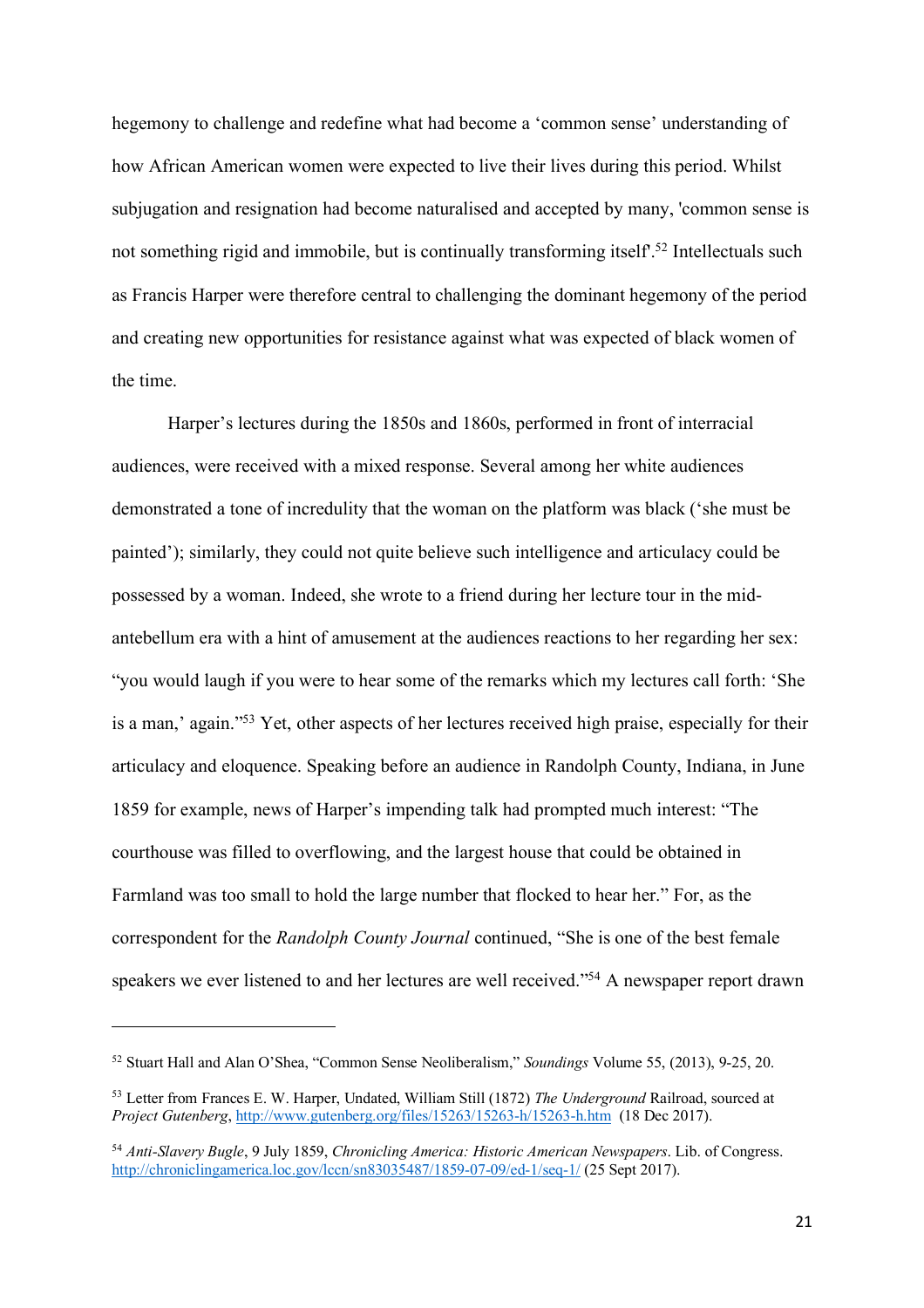hegemony to challenge and redefine what had become a 'common sense' understanding of how African American women were expected to live their lives during this period. Whilst subjugation and resignation had become naturalised and accepted by many, 'common sense is not something rigid and immobile, but is continually transforming itself'.[52] Intellectuals such as Francis Harper were therefore central to challenging the dominant hegemony of the period and creating new opportunities for resistance against what was expected of black women of the time.

Harper's lectures during the 1850s and 1860s, performed in front of interracial audiences, were received with a mixed response. Several among her white audiences demonstrated a tone of incredulity that the woman on the platform was black ('she must be painted'); similarly, they could not quite believe such intelligence and articulacy could be possessed by a woman. Indeed, she wrote to a friend during her lecture tour in the mid-antebellum era with a hint of amusement at the audiences reactions to her regarding her sex: "you would laugh if you were to hear some of the remarks which my lectures call forth: 'She is a man,' again."[53] Yet, other aspects of her lectures received high praise, especially for their articulacy and eloquence. Speaking before an audience in Randolph County, Indiana, in June 1859 for example, news of Harper's impending talk had prompted much interest: "The courthouse was filled to overflowing, and the largest house that could be obtained in Farmland was too small to hold the large number that flocked to hear her." For, as the correspondent for the *Randolph County Journal* continued, "She is one of the best female speakers we ever listened to and her lectures are well received."[54] A newspaper report drawn

---

[52] Stuart Hall and Alan O'Shea, "Common Sense Neoliberalism," *Soundings* Volume 55, (2013), 9-25, 20.

[53] Letter from Frances E. W. Harper, Undated, William Still (1872) *The Underground* Railroad, sourced at *Project Gutenberg*, http://www.gutenberg.org/files/15263/15263-h/15263-h.htm (18 Dec 2017).

[54] *Anti-Slavery Bugle*, 9 July 1859, *Chronicling America: Historic American Newspapers*. Lib. of Congress. http://chroniclingamerica.loc.gov/lccn/sn83035487/1859-07-09/ed-1/seq-1/ (25 Sept 2017).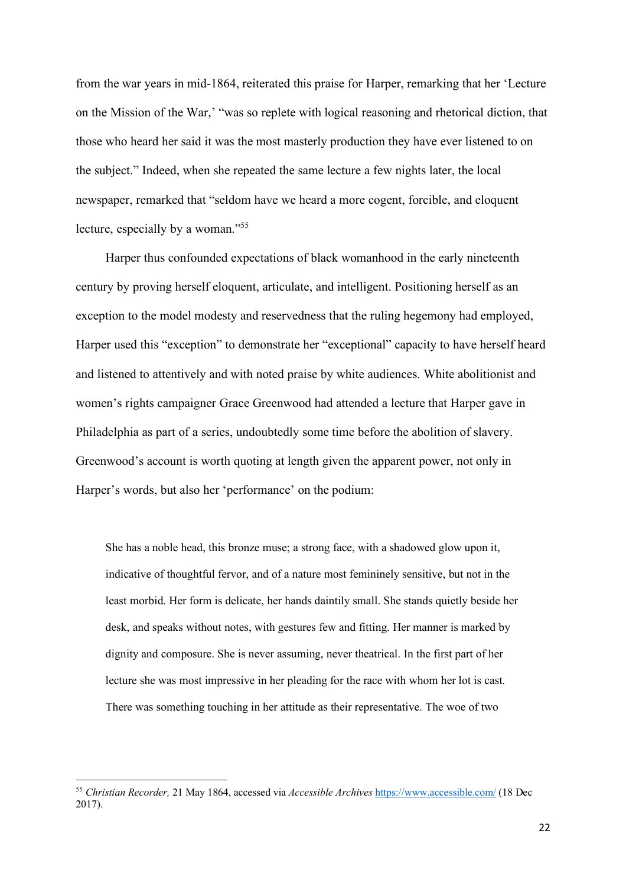from the war years in mid-1864, reiterated this praise for Harper, remarking that her 'Lecture on the Mission of the War,' "was so replete with logical reasoning and rhetorical diction, that those who heard her said it was the most masterly production they have ever listened to on the subject." Indeed, when she repeated the same lecture a few nights later, the local newspaper, remarked that "seldom have we heard a more cogent, forcible, and eloquent lecture, especially by a woman."[55]

Harper thus confounded expectations of black womanhood in the early nineteenth century by proving herself eloquent, articulate, and intelligent. Positioning herself as an exception to the model modesty and reservedness that the ruling hegemony had employed, Harper used this "exception" to demonstrate her "exceptional" capacity to have herself heard and listened to attentively and with noted praise by white audiences. White abolitionist and women's rights campaigner Grace Greenwood had attended a lecture that Harper gave in Philadelphia as part of a series, undoubtedly some time before the abolition of slavery. Greenwood's account is worth quoting at length given the apparent power, not only in Harper's words, but also her 'performance' on the podium:

> She has a noble head, this bronze muse; a strong face, with a shadowed glow upon it, indicative of thoughtful fervor, and of a nature most femininely sensitive, but not in the least morbid. Her form is delicate, her hands daintily small. She stands quietly beside her desk, and speaks without notes, with gestures few and fitting. Her manner is marked by dignity and composure. She is never assuming, never theatrical. In the first part of her lecture she was most impressive in her pleading for the race with whom her lot is cast. There was something touching in her attitude as their representative. The woe of two

[55] *Christian Recorder,* 21 May 1864, accessed via *Accessible Archives* https://www.accessible.com/ (18 Dec 2017).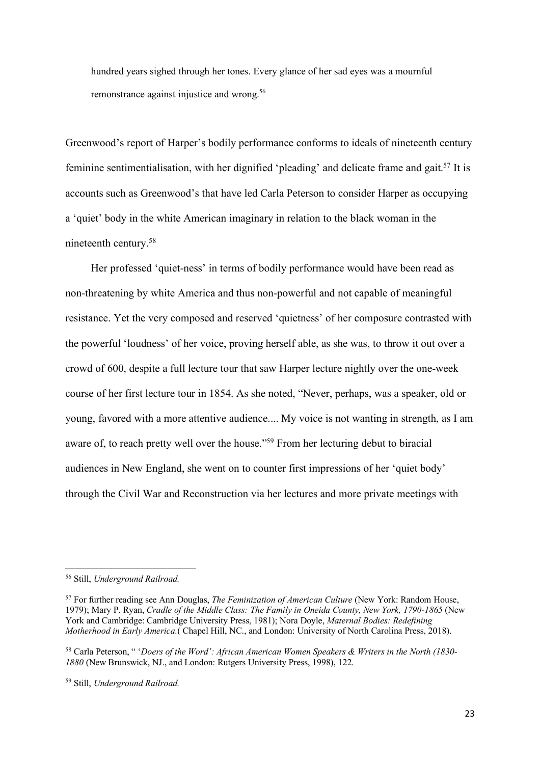> hundred years sighed through her tones. Every glance of her sad eyes was a mournful remonstrance against injustice and wrong.[56]

Greenwood's report of Harper's bodily performance conforms to ideals of nineteenth century feminine sentimentialisation, with her dignified 'pleading' and delicate frame and gait.[57] It is accounts such as Greenwood's that have led Carla Peterson to consider Harper as occupying a 'quiet' body in the white American imaginary in relation to the black woman in the nineteenth century.[58]

Her professed 'quiet-ness' in terms of bodily performance would have been read as non-threatening by white America and thus non-powerful and not capable of meaningful resistance. Yet the very composed and reserved 'quietness' of her composure contrasted with the powerful 'loudness' of her voice, proving herself able, as she was, to throw it out over a crowd of 600, despite a full lecture tour that saw Harper lecture nightly over the one-week course of her first lecture tour in 1854. As she noted, "Never, perhaps, was a speaker, old or young, favored with a more attentive audience.... My voice is not wanting in strength, as I am aware of, to reach pretty well over the house."[59] From her lecturing debut to biracial audiences in New England, she went on to counter first impressions of her 'quiet body' through the Civil War and Reconstruction via her lectures and more private meetings with

---

[56] Still, *Underground Railroad.*

[57] For further reading see Ann Douglas, *The Feminization of American Culture* (New York: Random House, 1979); Mary P. Ryan, *Cradle of the Middle Class: The Family in Oneida County, New York, 1790-1865* (New York and Cambridge: Cambridge University Press, 1981); Nora Doyle, *Maternal Bodies: Redefining Motherhood in Early America.*( Chapel Hill, NC., and London: University of North Carolina Press, 2018).

[58] Carla Peterson, " '*Doers of the Word': African American Women Speakers & Writers in the North (1830-1880* (New Brunswick, NJ., and London: Rutgers University Press, 1998), 122.

[59] Still, *Underground Railroad.*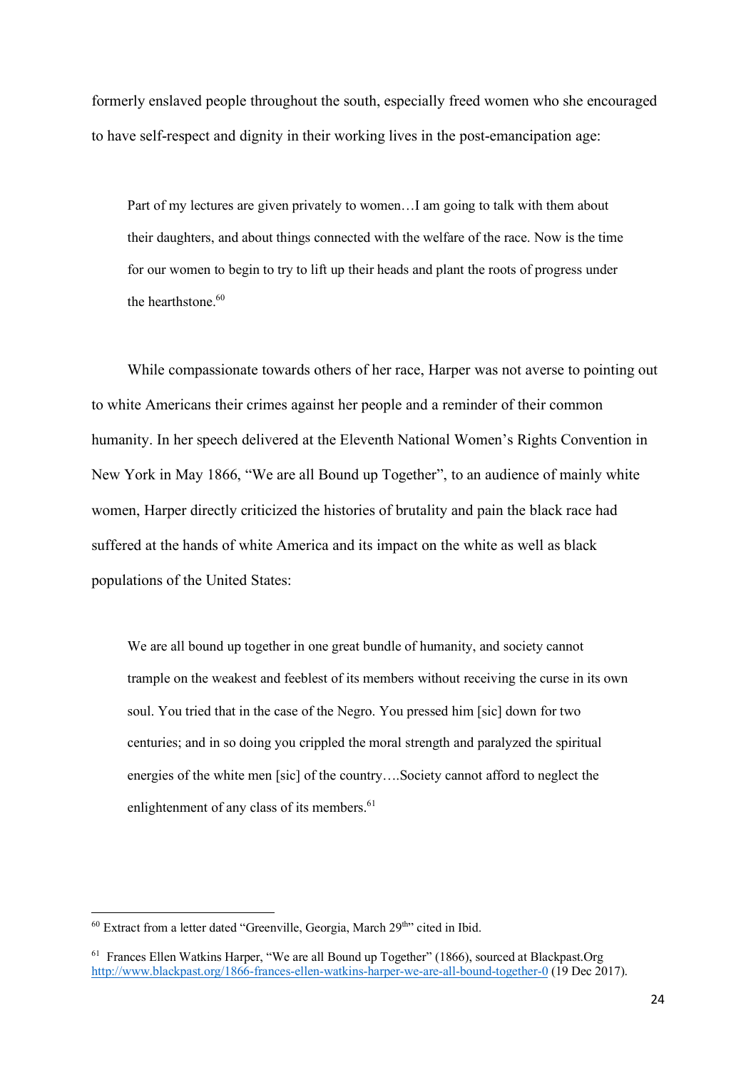formerly enslaved people throughout the south, especially freed women who she encouraged to have self-respect and dignity in their working lives in the post-emancipation age:

> Part of my lectures are given privately to women…I am going to talk with them about their daughters, and about things connected with the welfare of the race. Now is the time for our women to begin to try to lift up their heads and plant the roots of progress under the hearthstone.[60]

While compassionate towards others of her race, Harper was not averse to pointing out to white Americans their crimes against her people and a reminder of their common humanity. In her speech delivered at the Eleventh National Women's Rights Convention in New York in May 1866, "We are all Bound up Together", to an audience of mainly white women, Harper directly criticized the histories of brutality and pain the black race had suffered at the hands of white America and its impact on the white as well as black populations of the United States:

> We are all bound up together in one great bundle of humanity, and society cannot trample on the weakest and feeblest of its members without receiving the curse in its own soul. You tried that in the case of the Negro. You pressed him [sic] down for two centuries; and in so doing you crippled the moral strength and paralyzed the spiritual energies of the white men [sic] of the country….Society cannot afford to neglect the enlightenment of any class of its members.[61]

---

[60] Extract from a letter dated "Greenville, Georgia, March 29th" cited in Ibid.

[61] Frances Ellen Watkins Harper, "We are all Bound up Together" (1866), sourced at Blackpast.Org http://www.blackpast.org/1866-frances-ellen-watkins-harper-we-are-all-bound-together-0 (19 Dec 2017).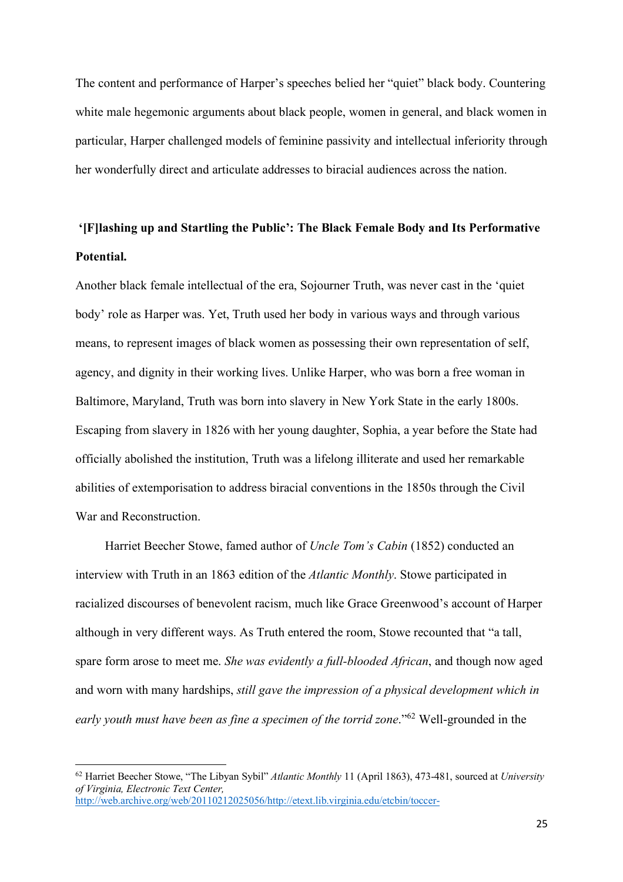The content and performance of Harper's speeches belied her "quiet" black body. Countering white male hegemonic arguments about black people, women in general, and black women in particular, Harper challenged models of feminine passivity and intellectual inferiority through her wonderfully direct and articulate addresses to biracial audiences across the nation.

## '[F]lashing up and Startling the Public': The Black Female Body and Its Performative Potential.

Another black female intellectual of the era, Sojourner Truth, was never cast in the 'quiet body' role as Harper was. Yet, Truth used her body in various ways and through various means, to represent images of black women as possessing their own representation of self, agency, and dignity in their working lives. Unlike Harper, who was born a free woman in Baltimore, Maryland, Truth was born into slavery in New York State in the early 1800s. Escaping from slavery in 1826 with her young daughter, Sophia, a year before the State had officially abolished the institution, Truth was a lifelong illiterate and used her remarkable abilities of extemporisation to address biracial conventions in the 1850s through the Civil War and Reconstruction.

Harriet Beecher Stowe, famed author of *Uncle Tom's Cabin* (1852) conducted an interview with Truth in an 1863 edition of the *Atlantic Monthly*. Stowe participated in racialized discourses of benevolent racism, much like Grace Greenwood's account of Harper although in very different ways. As Truth entered the room, Stowe recounted that "a tall, spare form arose to meet me. *She was evidently a full-blooded African*, and though now aged and worn with many hardships, *still gave the impression of a physical development which in early youth must have been as fine a specimen of the torrid zone*."[62] Well-grounded in the

[62] Harriet Beecher Stowe, "The Libyan Sybil" *Atlantic Monthly* 11 (April 1863), 473-481, sourced at *University of Virginia, Electronic Text Center,* http://web.archive.org/web/20110212025056/http://etext.lib.virginia.edu/etcbin/toccer-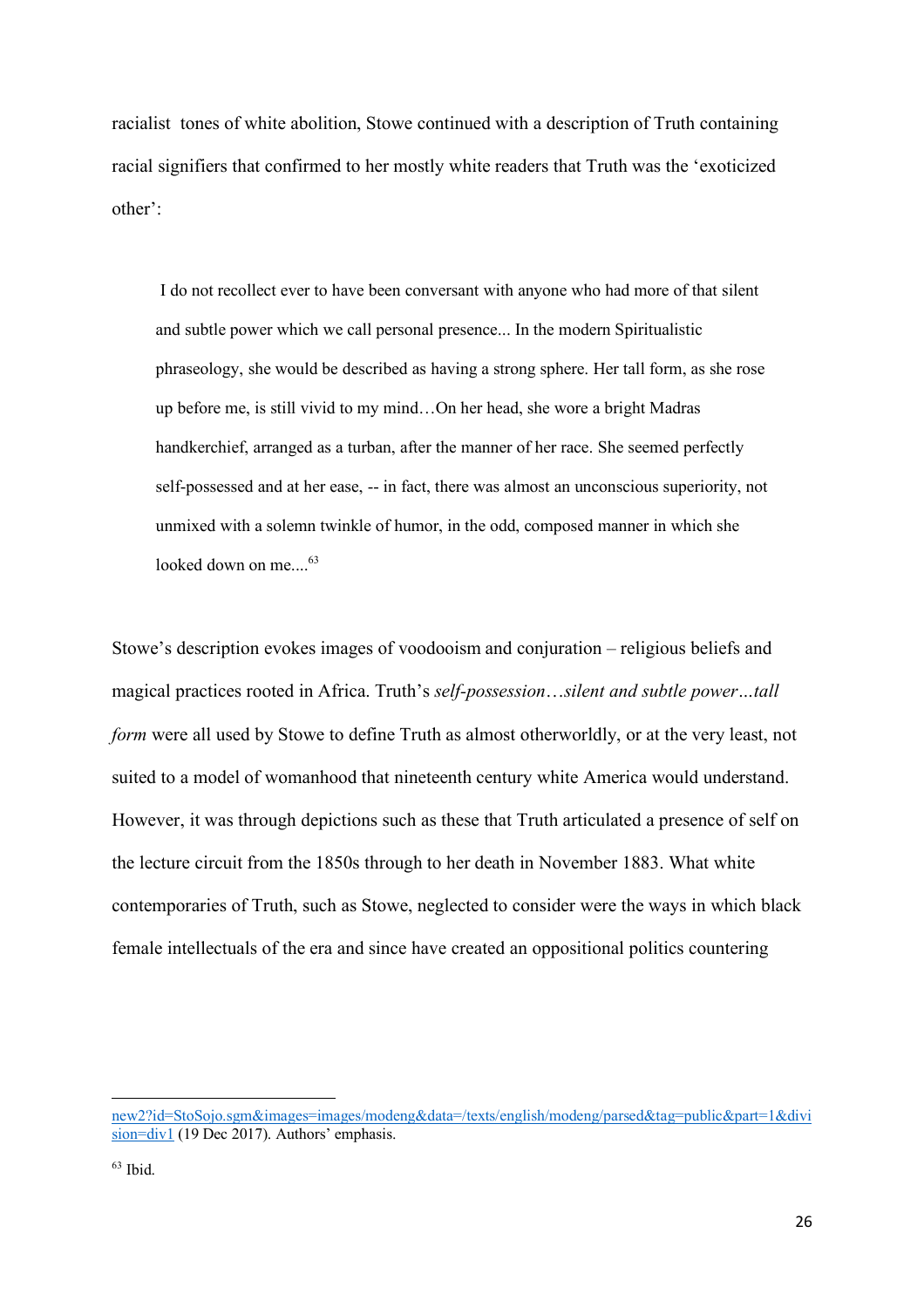racialist tones of white abolition, Stowe continued with a description of Truth containing racial signifiers that confirmed to her mostly white readers that Truth was the 'exoticized other':

> I do not recollect ever to have been conversant with anyone who had more of that silent and subtle power which we call personal presence... In the modern Spiritualistic phraseology, she would be described as having a strong sphere. Her tall form, as she rose up before me, is still vivid to my mind…On her head, she wore a bright Madras handkerchief, arranged as a turban, after the manner of her race. She seemed perfectly self-possessed and at her ease, -- in fact, there was almost an unconscious superiority, not unmixed with a solemn twinkle of humor, in the odd, composed manner in which she looked down on me....[63]

Stowe's description evokes images of voodooism and conjuration – religious beliefs and magical practices rooted in Africa. Truth's *self-possession…silent and subtle power…tall form* were all used by Stowe to define Truth as almost otherworldly, or at the very least, not suited to a model of womanhood that nineteenth century white America would understand. However, it was through depictions such as these that Truth articulated a presence of self on the lecture circuit from the 1850s through to her death in November 1883. What white contemporaries of Truth, such as Stowe, neglected to consider were the ways in which black female intellectuals of the era and since have created an oppositional politics countering

---

new2?id=StoSojo.sgm&images=images/modeng&data=/texts/english/modeng/parsed&tag=public&part=1&division=div1 (19 Dec 2017). Authors' emphasis.

[63] Ibid.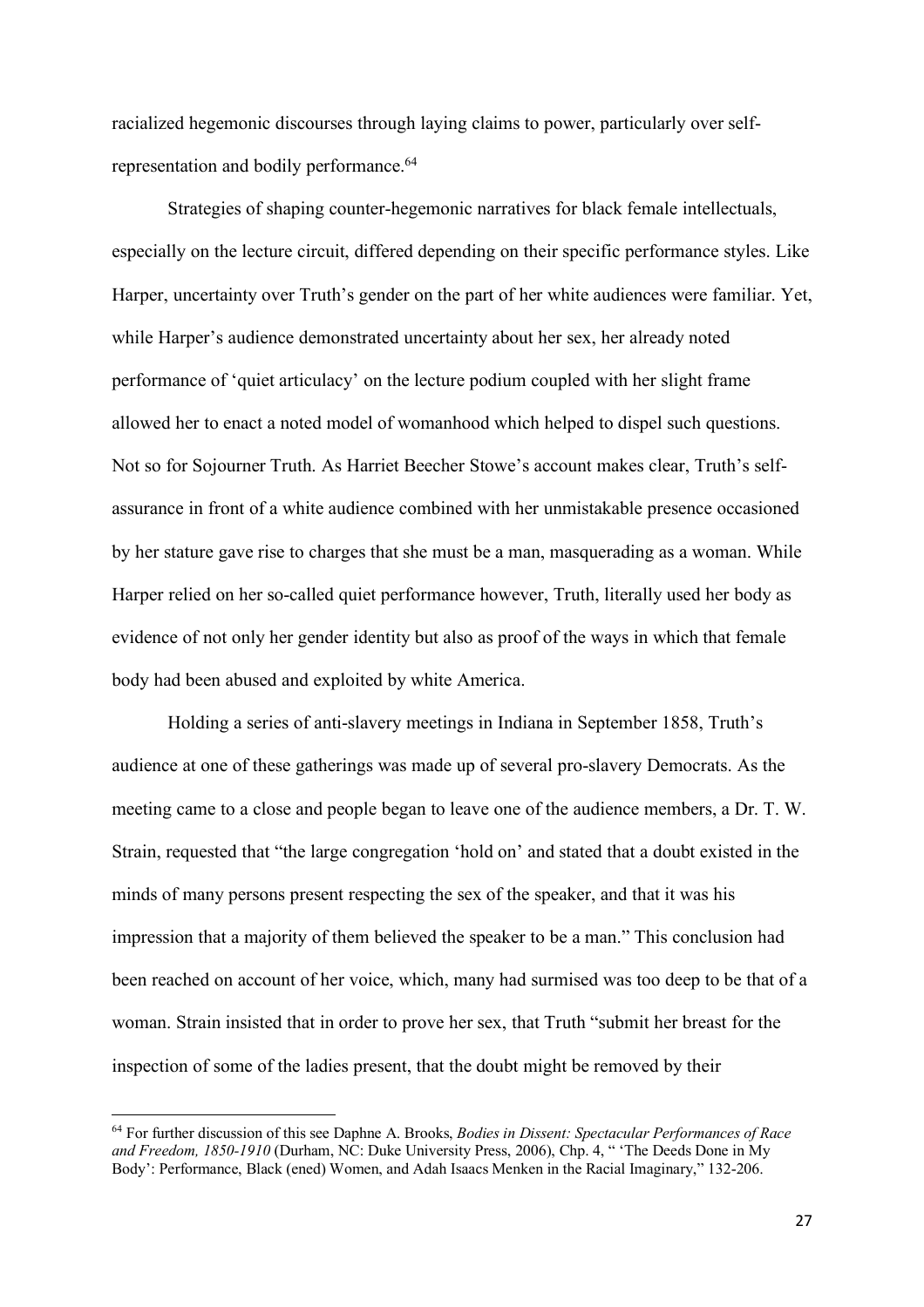racialized hegemonic discourses through laying claims to power, particularly over self-representation and bodily performance.[64]

Strategies of shaping counter-hegemonic narratives for black female intellectuals, especially on the lecture circuit, differed depending on their specific performance styles. Like Harper, uncertainty over Truth's gender on the part of her white audiences were familiar. Yet, while Harper's audience demonstrated uncertainty about her sex, her already noted performance of 'quiet articulacy' on the lecture podium coupled with her slight frame allowed her to enact a noted model of womanhood which helped to dispel such questions. Not so for Sojourner Truth. As Harriet Beecher Stowe's account makes clear, Truth's self-assurance in front of a white audience combined with her unmistakable presence occasioned by her stature gave rise to charges that she must be a man, masquerading as a woman. While Harper relied on her so-called quiet performance however, Truth, literally used her body as evidence of not only her gender identity but also as proof of the ways in which that female body had been abused and exploited by white America.

Holding a series of anti-slavery meetings in Indiana in September 1858, Truth's audience at one of these gatherings was made up of several pro-slavery Democrats. As the meeting came to a close and people began to leave one of the audience members, a Dr. T. W. Strain, requested that "the large congregation 'hold on' and stated that a doubt existed in the minds of many persons present respecting the sex of the speaker, and that it was his impression that a majority of them believed the speaker to be a man." This conclusion had been reached on account of her voice, which, many had surmised was too deep to be that of a woman. Strain insisted that in order to prove her sex, that Truth "submit her breast for the inspection of some of the ladies present, that the doubt might be removed by their

---

[64] For further discussion of this see Daphne A. Brooks, *Bodies in Dissent: Spectacular Performances of Race and Freedom, 1850-1910* (Durham, NC: Duke University Press, 2006), Chp. 4, " 'The Deeds Done in My Body': Performance, Black (ened) Women, and Adah Isaacs Menken in the Racial Imaginary," 132-206.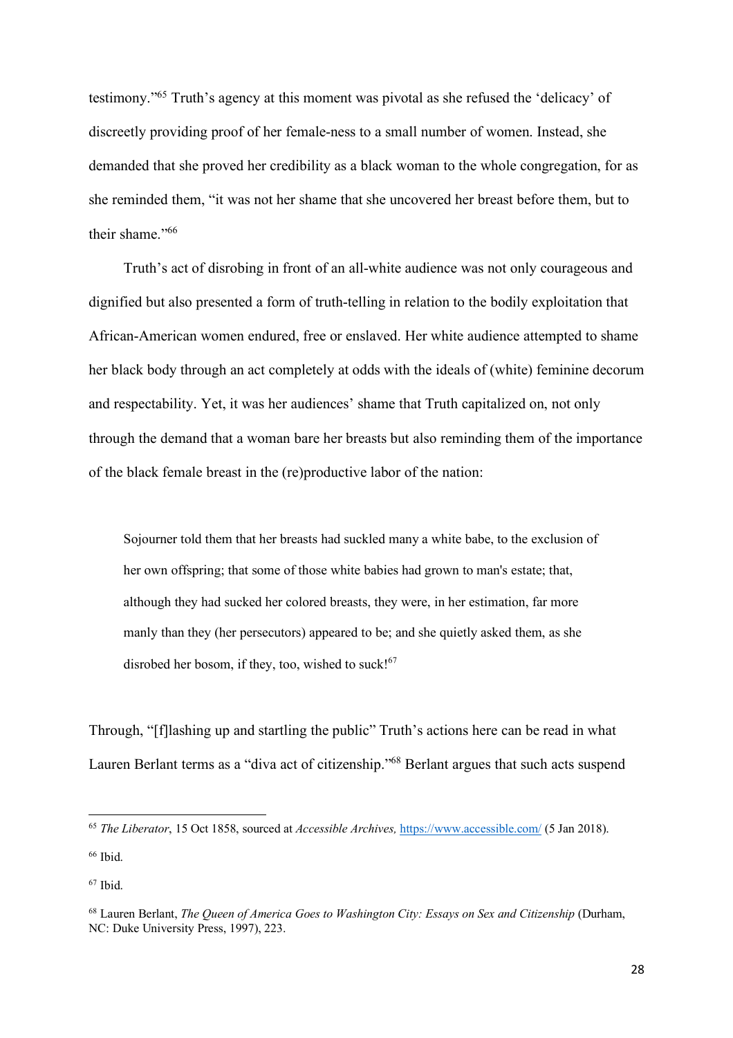testimony."[65] Truth's agency at this moment was pivotal as she refused the 'delicacy' of discreetly providing proof of her female-ness to a small number of women. Instead, she demanded that she proved her credibility as a black woman to the whole congregation, for as she reminded them, "it was not her shame that she uncovered her breast before them, but to their shame."[66]

Truth's act of disrobing in front of an all-white audience was not only courageous and dignified but also presented a form of truth-telling in relation to the bodily exploitation that African-American women endured, free or enslaved. Her white audience attempted to shame her black body through an act completely at odds with the ideals of (white) feminine decorum and respectability. Yet, it was her audiences' shame that Truth capitalized on, not only through the demand that a woman bare her breasts but also reminding them of the importance of the black female breast in the (re)productive labor of the nation:

> Sojourner told them that her breasts had suckled many a white babe, to the exclusion of her own offspring; that some of those white babies had grown to man's estate; that, although they had sucked her colored breasts, they were, in her estimation, far more manly than they (her persecutors) appeared to be; and she quietly asked them, as she disrobed her bosom, if they, too, wished to suck![67]

Through, "[f]lashing up and startling the public" Truth's actions here can be read in what Lauren Berlant terms as a "diva act of citizenship."[68] Berlant argues that such acts suspend

---

[65] *The Liberator*, 15 Oct 1858, sourced at *Accessible Archives,* https://www.accessible.com/ (5 Jan 2018).

[66] Ibid.

[67] Ibid.

[68] Lauren Berlant, *The Queen of America Goes to Washington City: Essays on Sex and Citizenship* (Durham, NC: Duke University Press, 1997), 223.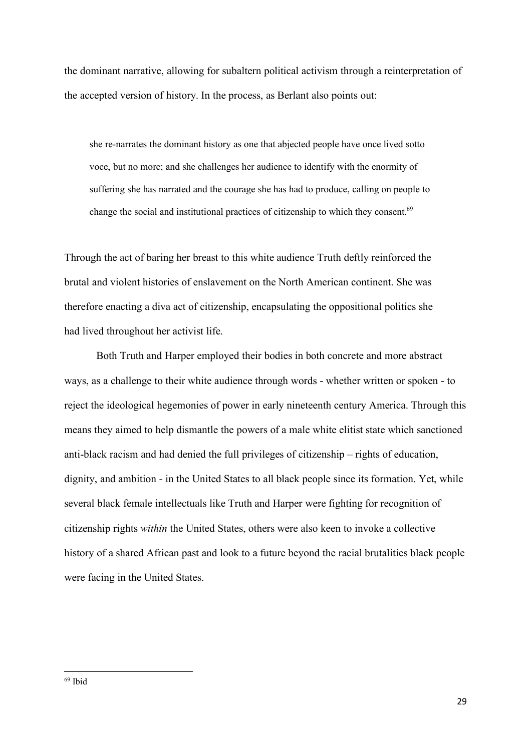the dominant narrative, allowing for subaltern political activism through a reinterpretation of the accepted version of history. In the process, as Berlant also points out:

> she re-narrates the dominant history as one that abjected people have once lived sotto voce, but no more; and she challenges her audience to identify with the enormity of suffering she has narrated and the courage she has had to produce, calling on people to change the social and institutional practices of citizenship to which they consent.[69]

Through the act of baring her breast to this white audience Truth deftly reinforced the brutal and violent histories of enslavement on the North American continent. She was therefore enacting a diva act of citizenship, encapsulating the oppositional politics she had lived throughout her activist life.

Both Truth and Harper employed their bodies in both concrete and more abstract ways, as a challenge to their white audience through words - whether written or spoken - to reject the ideological hegemonies of power in early nineteenth century America. Through this means they aimed to help dismantle the powers of a male white elitist state which sanctioned anti-black racism and had denied the full privileges of citizenship – rights of education, dignity, and ambition - in the United States to all black people since its formation. Yet, while several black female intellectuals like Truth and Harper were fighting for recognition of citizenship rights *within* the United States, others were also keen to invoke a collective history of a shared African past and look to a future beyond the racial brutalities black people were facing in the United States.

---

[69] Ibid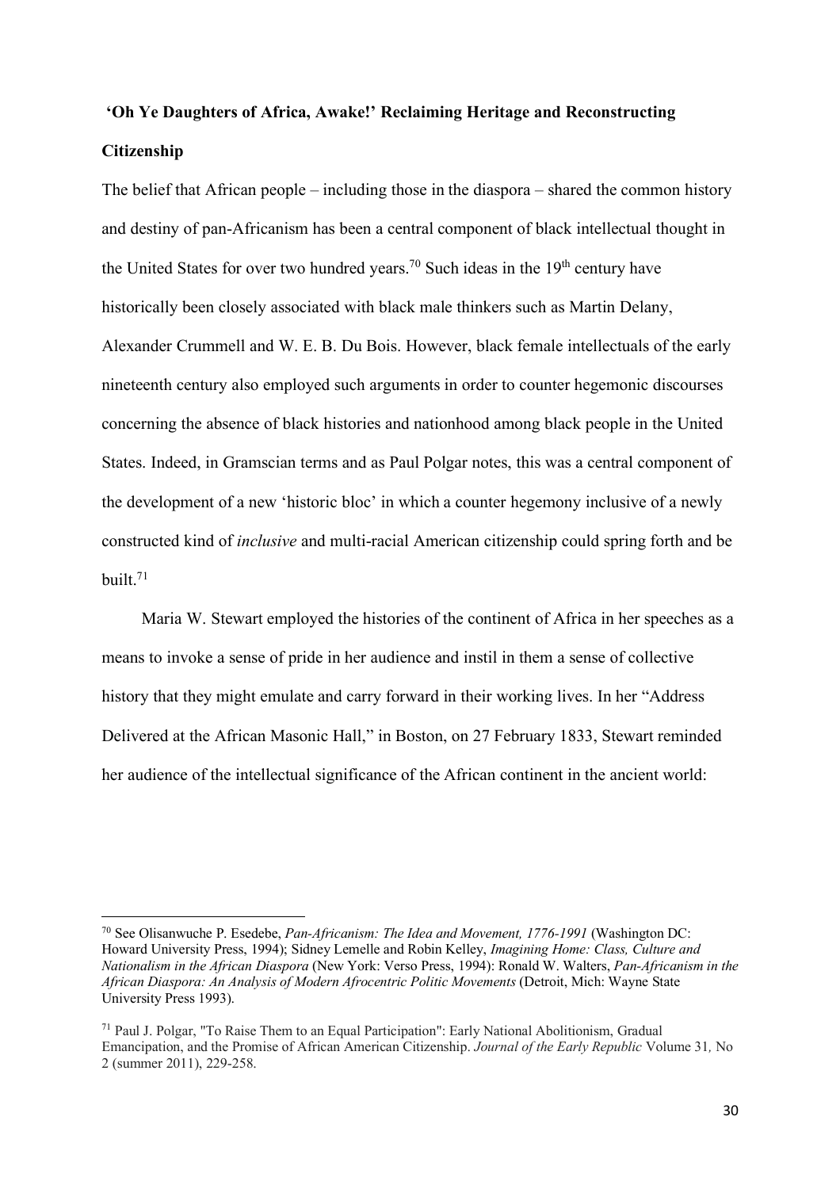## 'Oh Ye Daughters of Africa, Awake!' Reclaiming Heritage and Reconstructing Citizenship

The belief that African people – including those in the diaspora – shared the common history and destiny of pan-Africanism has been a central component of black intellectual thought in the United States for over two hundred years.[70] Such ideas in the 19th century have historically been closely associated with black male thinkers such as Martin Delany, Alexander Crummell and W. E. B. Du Bois. However, black female intellectuals of the early nineteenth century also employed such arguments in order to counter hegemonic discourses concerning the absence of black histories and nationhood among black people in the United States. Indeed, in Gramscian terms and as Paul Polgar notes, this was a central component of the development of a new 'historic bloc' in which a counter hegemony inclusive of a newly constructed kind of *inclusive* and multi-racial American citizenship could spring forth and be built.[71]

Maria W. Stewart employed the histories of the continent of Africa in her speeches as a means to invoke a sense of pride in her audience and instil in them a sense of collective history that they might emulate and carry forward in their working lives. In her "Address Delivered at the African Masonic Hall," in Boston, on 27 February 1833, Stewart reminded her audience of the intellectual significance of the African continent in the ancient world:

---

[70] See Olisanwuche P. Esedebe, *Pan-Africanism: The Idea and Movement, 1776-1991* (Washington DC: Howard University Press, 1994); Sidney Lemelle and Robin Kelley, *Imagining Home: Class, Culture and Nationalism in the African Diaspora* (New York: Verso Press, 1994): Ronald W. Walters, *Pan-Africanism in the African Diaspora: An Analysis of Modern Afrocentric Politic Movements* (Detroit, Mich: Wayne State University Press 1993).

[71] Paul J. Polgar, "To Raise Them to an Equal Participation": Early National Abolitionism, Gradual Emancipation, and the Promise of African American Citizenship. *Journal of the Early Republic* Volume 31*,* No 2 (summer 2011), 229-258.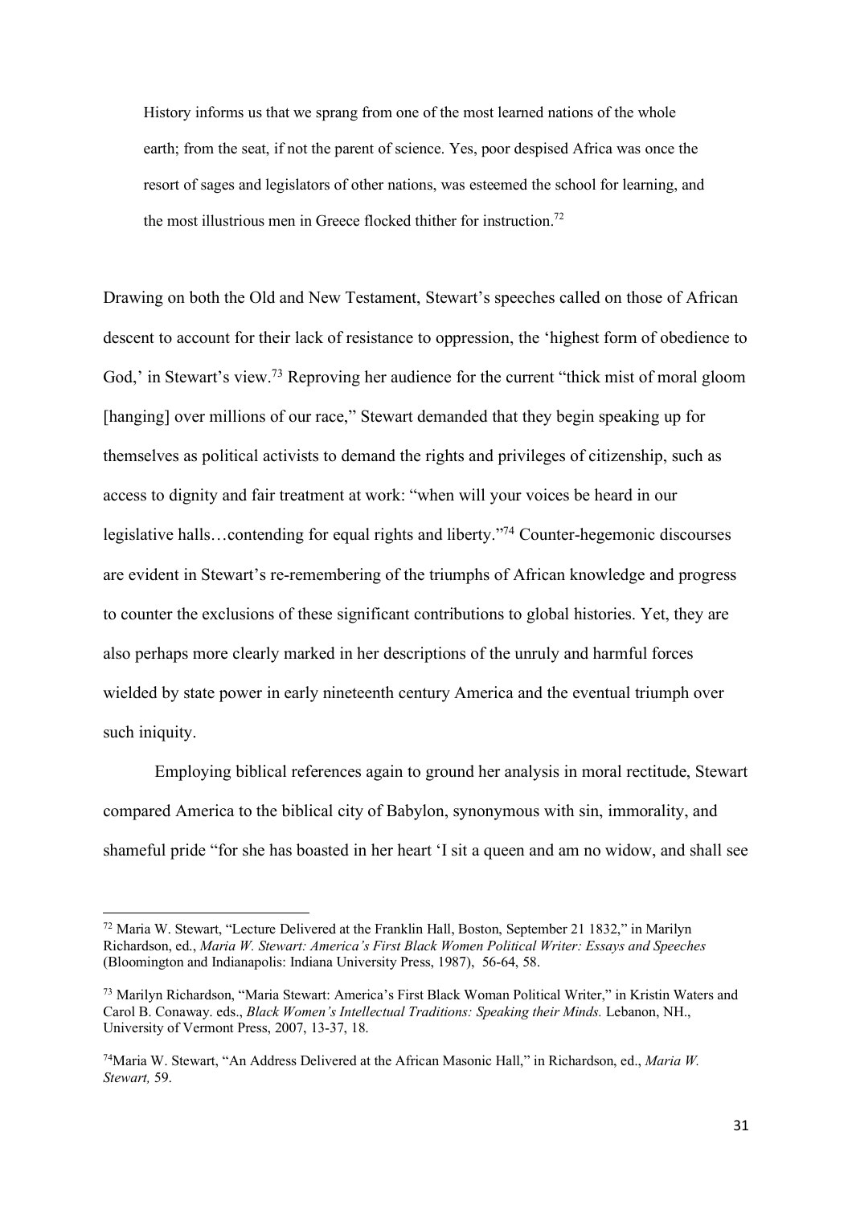> History informs us that we sprang from one of the most learned nations of the whole earth; from the seat, if not the parent of science. Yes, poor despised Africa was once the resort of sages and legislators of other nations, was esteemed the school for learning, and the most illustrious men in Greece flocked thither for instruction.[72]

Drawing on both the Old and New Testament, Stewart's speeches called on those of African descent to account for their lack of resistance to oppression, the 'highest form of obedience to God,' in Stewart's view.[73] Reproving her audience for the current "thick mist of moral gloom [hanging] over millions of our race," Stewart demanded that they begin speaking up for themselves as political activists to demand the rights and privileges of citizenship, such as access to dignity and fair treatment at work: "when will your voices be heard in our legislative halls…contending for equal rights and liberty."[74] Counter-hegemonic discourses are evident in Stewart's re-remembering of the triumphs of African knowledge and progress to counter the exclusions of these significant contributions to global histories. Yet, they are also perhaps more clearly marked in her descriptions of the unruly and harmful forces wielded by state power in early nineteenth century America and the eventual triumph over such iniquity.

Employing biblical references again to ground her analysis in moral rectitude, Stewart compared America to the biblical city of Babylon, synonymous with sin, immorality, and shameful pride "for she has boasted in her heart 'I sit a queen and am no widow, and shall see

---

[72] Maria W. Stewart, "Lecture Delivered at the Franklin Hall, Boston, September 21 1832," in Marilyn Richardson, ed., *Maria W. Stewart: America's First Black Women Political Writer: Essays and Speeches* (Bloomington and Indianapolis: Indiana University Press, 1987), 56-64, 58.

[73] Marilyn Richardson, "Maria Stewart: America's First Black Woman Political Writer," in Kristin Waters and Carol B. Conaway. eds., *Black Women's Intellectual Traditions: Speaking their Minds.* Lebanon, NH., University of Vermont Press, 2007, 13-37, 18.

[74] Maria W. Stewart, "An Address Delivered at the African Masonic Hall," in Richardson, ed., *Maria W. Stewart,* 59.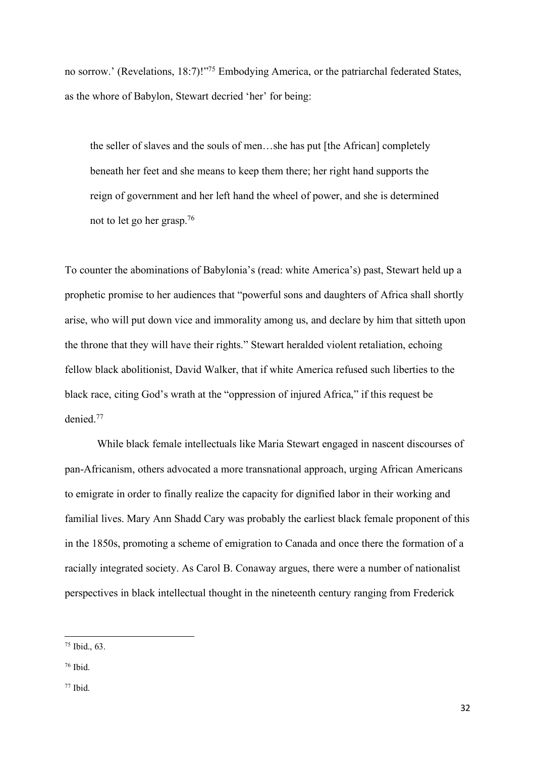no sorrow.' (Revelations, 18:7)!"[75] Embodying America, or the patriarchal federated States, as the whore of Babylon, Stewart decried 'her' for being:

> the seller of slaves and the souls of men…she has put [the African] completely beneath her feet and she means to keep them there; her right hand supports the reign of government and her left hand the wheel of power, and she is determined not to let go her grasp.[76]

To counter the abominations of Babylonia's (read: white America's) past, Stewart held up a prophetic promise to her audiences that "powerful sons and daughters of Africa shall shortly arise, who will put down vice and immorality among us, and declare by him that sitteth upon the throne that they will have their rights." Stewart heralded violent retaliation, echoing fellow black abolitionist, David Walker, that if white America refused such liberties to the black race, citing God's wrath at the "oppression of injured Africa," if this request be denied.[77]

While black female intellectuals like Maria Stewart engaged in nascent discourses of pan-Africanism, others advocated a more transnational approach, urging African Americans to emigrate in order to finally realize the capacity for dignified labor in their working and familial lives. Mary Ann Shadd Cary was probably the earliest black female proponent of this in the 1850s, promoting a scheme of emigration to Canada and once there the formation of a racially integrated society. As Carol B. Conaway argues, there were a number of nationalist perspectives in black intellectual thought in the nineteenth century ranging from Frederick

---

[75] Ibid., 63.

[76] Ibid.

[77] Ibid.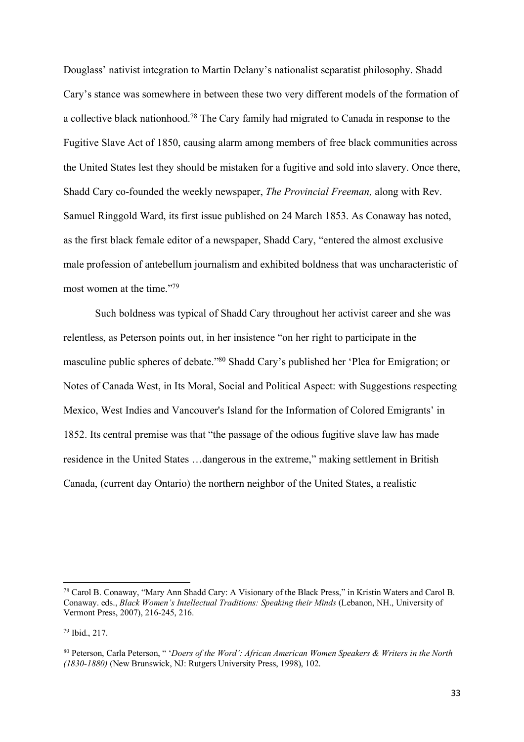Douglass' nativist integration to Martin Delany's nationalist separatist philosophy. Shadd Cary's stance was somewhere in between these two very different models of the formation of a collective black nationhood.[78] The Cary family had migrated to Canada in response to the Fugitive Slave Act of 1850, causing alarm among members of free black communities across the United States lest they should be mistaken for a fugitive and sold into slavery. Once there, Shadd Cary co-founded the weekly newspaper, *The Provincial Freeman,* along with Rev. Samuel Ringgold Ward, its first issue published on 24 March 1853. As Conaway has noted, as the first black female editor of a newspaper, Shadd Cary, "entered the almost exclusive male profession of antebellum journalism and exhibited boldness that was uncharacteristic of most women at the time."[79]

Such boldness was typical of Shadd Cary throughout her activist career and she was relentless, as Peterson points out, in her insistence "on her right to participate in the masculine public spheres of debate."[80] Shadd Cary's published her 'Plea for Emigration; or Notes of Canada West, in Its Moral, Social and Political Aspect: with Suggestions respecting Mexico, West Indies and Vancouver's Island for the Information of Colored Emigrants' in 1852. Its central premise was that "the passage of the odious fugitive slave law has made residence in the United States …dangerous in the extreme," making settlement in British Canada, (current day Ontario) the northern neighbor of the United States, a realistic

---

[78] Carol B. Conaway, "Mary Ann Shadd Cary: A Visionary of the Black Press," in Kristin Waters and Carol B. Conaway. eds., *Black Women's Intellectual Traditions: Speaking their Minds* (Lebanon, NH., University of Vermont Press, 2007), 216-245, 216.

[79] Ibid., 217.

[80] Peterson, Carla Peterson, " '*Doers of the Word': African American Women Speakers & Writers in the North (1830-1880)* (New Brunswick, NJ: Rutgers University Press, 1998), 102.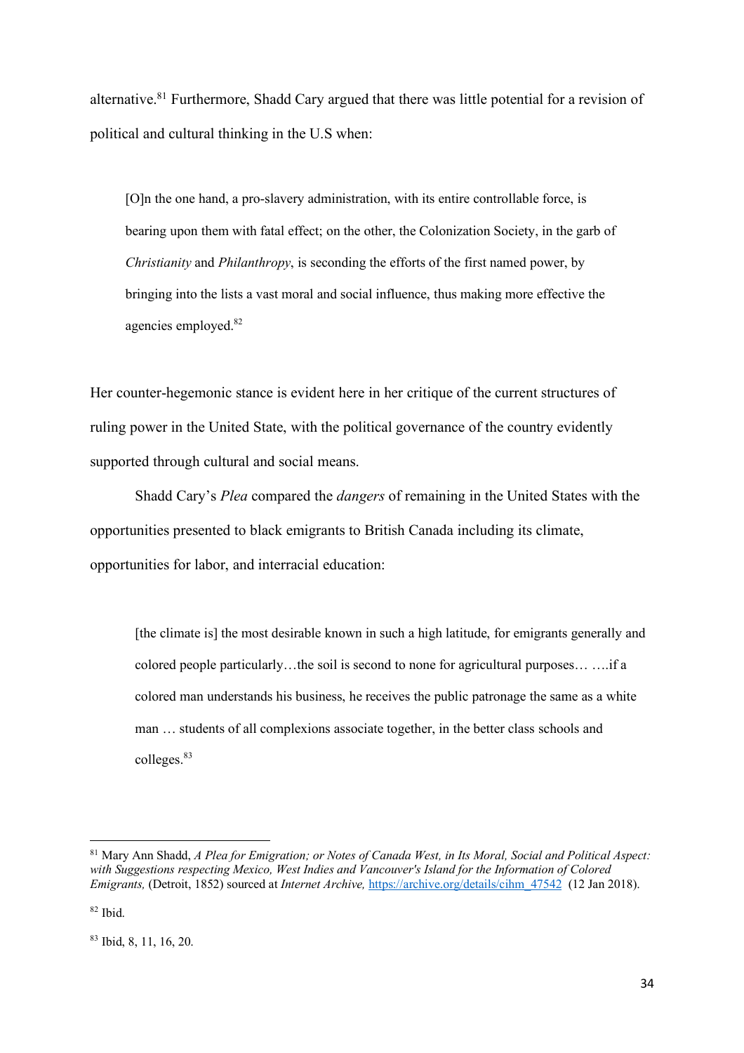alternative.[81] Furthermore, Shadd Cary argued that there was little potential for a revision of political and cultural thinking in the U.S when:

> [O]n the one hand, a pro-slavery administration, with its entire controllable force, is bearing upon them with fatal effect; on the other, the Colonization Society, in the garb of *Christianity* and *Philanthropy*, is seconding the efforts of the first named power, by bringing into the lists a vast moral and social influence, thus making more effective the agencies employed.[82]

Her counter-hegemonic stance is evident here in her critique of the current structures of ruling power in the United State, with the political governance of the country evidently supported through cultural and social means.

Shadd Cary's *Plea* compared the *dangers* of remaining in the United States with the opportunities presented to black emigrants to British Canada including its climate, opportunities for labor, and interracial education:

> [the climate is] the most desirable known in such a high latitude, for emigrants generally and colored people particularly…the soil is second to none for agricultural purposes… ….if a colored man understands his business, he receives the public patronage the same as a white man … students of all complexions associate together, in the better class schools and colleges.[83]

---

[81] Mary Ann Shadd, *A Plea for Emigration; or Notes of Canada West, in Its Moral, Social and Political Aspect: with Suggestions respecting Mexico, West Indies and Vancouver's Island for the Information of Colored Emigrants,* (Detroit, 1852) sourced at *Internet Archive,* https://archive.org/details/cihm_47542 (12 Jan 2018).

[82] Ibid.

[83] Ibid, 8, 11, 16, 20.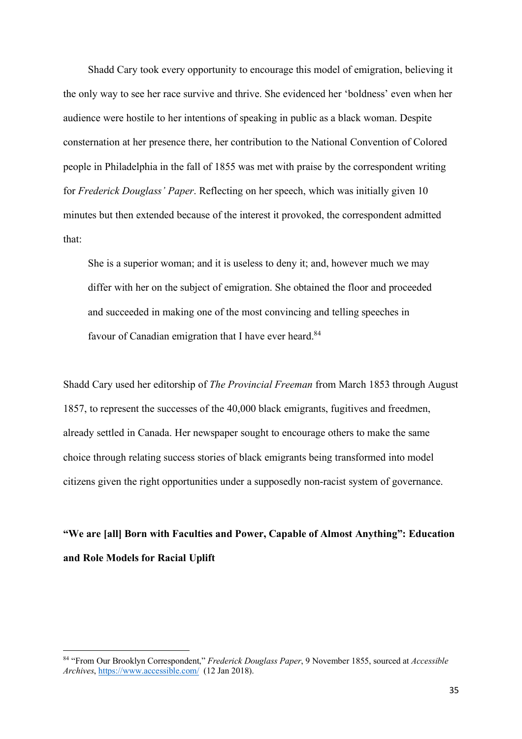Shadd Cary took every opportunity to encourage this model of emigration, believing it the only way to see her race survive and thrive. She evidenced her 'boldness' even when her audience were hostile to her intentions of speaking in public as a black woman. Despite consternation at her presence there, her contribution to the National Convention of Colored people in Philadelphia in the fall of 1855 was met with praise by the correspondent writing for *Frederick Douglass' Paper*. Reflecting on her speech, which was initially given 10 minutes but then extended because of the interest it provoked, the correspondent admitted that:

> She is a superior woman; and it is useless to deny it; and, however much we may differ with her on the subject of emigration. She obtained the floor and proceeded and succeeded in making one of the most convincing and telling speeches in favour of Canadian emigration that I have ever heard.[84]

Shadd Cary used her editorship of *The Provincial Freeman* from March 1853 through August 1857, to represent the successes of the 40,000 black emigrants, fugitives and freedmen, already settled in Canada. Her newspaper sought to encourage others to make the same choice through relating success stories of black emigrants being transformed into model citizens given the right opportunities under a supposedly non-racist system of governance.

## "We are [all] Born with Faculties and Power, Capable of Almost Anything": Education and Role Models for Racial Uplift

[84] "From Our Brooklyn Correspondent," *Frederick Douglass Paper*, 9 November 1855, sourced at *Accessible Archives*, https://www.accessible.com/ (12 Jan 2018).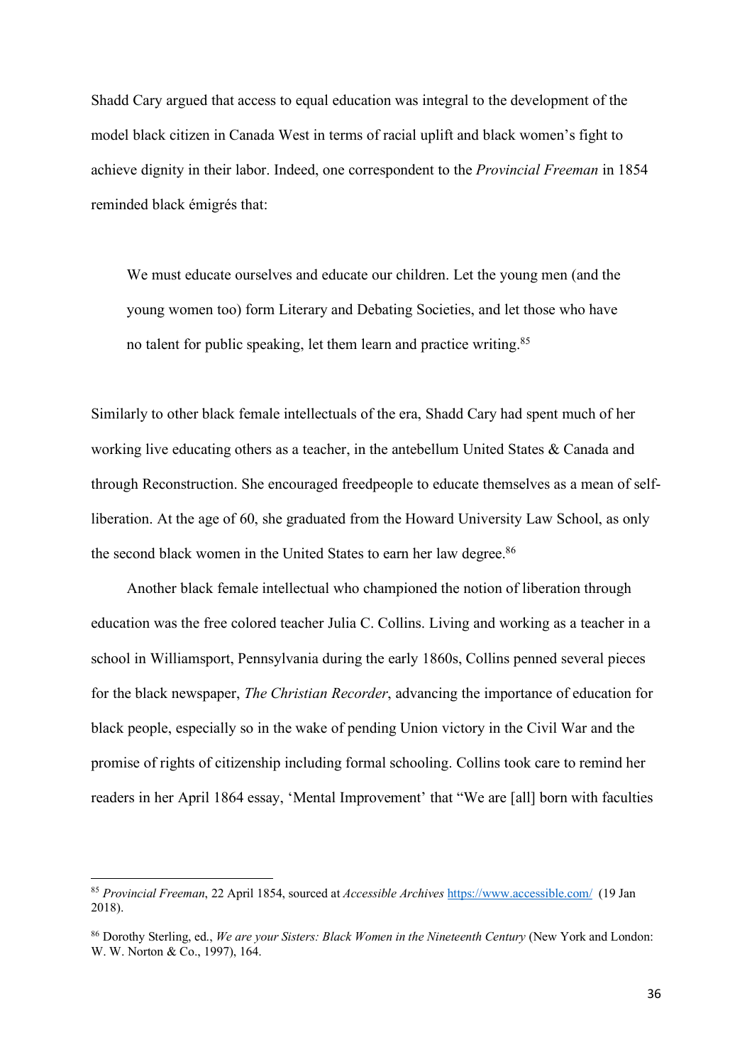Shadd Cary argued that access to equal education was integral to the development of the model black citizen in Canada West in terms of racial uplift and black women's fight to achieve dignity in their labor. Indeed, one correspondent to the *Provincial Freeman* in 1854 reminded black émigrés that:

> We must educate ourselves and educate our children. Let the young men (and the young women too) form Literary and Debating Societies, and let those who have no talent for public speaking, let them learn and practice writing.[85]

Similarly to other black female intellectuals of the era, Shadd Cary had spent much of her working live educating others as a teacher, in the antebellum United States & Canada and through Reconstruction. She encouraged freedpeople to educate themselves as a mean of self-liberation. At the age of 60, she graduated from the Howard University Law School, as only the second black women in the United States to earn her law degree.[86]

Another black female intellectual who championed the notion of liberation through education was the free colored teacher Julia C. Collins. Living and working as a teacher in a school in Williamsport, Pennsylvania during the early 1860s, Collins penned several pieces for the black newspaper, *The Christian Recorder*, advancing the importance of education for black people, especially so in the wake of pending Union victory in the Civil War and the promise of rights of citizenship including formal schooling. Collins took care to remind her readers in her April 1864 essay, 'Mental Improvement' that "We are [all] born with faculties

---

[85] *Provincial Freeman*, 22 April 1854, sourced at *Accessible Archives* https://www.accessible.com/ (19 Jan 2018).

[86] Dorothy Sterling, ed., *We are your Sisters: Black Women in the Nineteenth Century* (New York and London: W. W. Norton & Co., 1997), 164.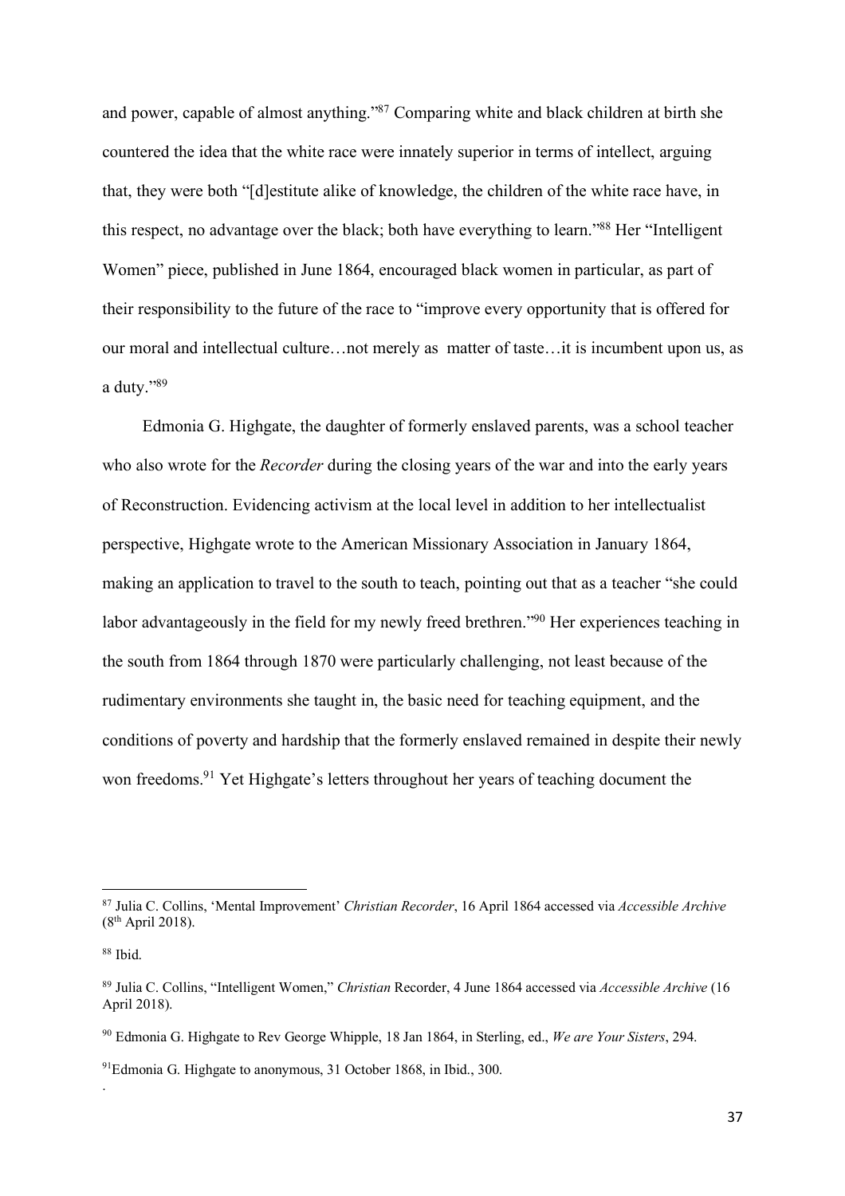and power, capable of almost anything."[87] Comparing white and black children at birth she countered the idea that the white race were innately superior in terms of intellect, arguing that, they were both "[d]estitute alike of knowledge, the children of the white race have, in this respect, no advantage over the black; both have everything to learn."[88] Her "Intelligent Women" piece, published in June 1864, encouraged black women in particular, as part of their responsibility to the future of the race to "improve every opportunity that is offered for our moral and intellectual culture…not merely as  matter of taste…it is incumbent upon us, as a duty."[89]

Edmonia G. Highgate, the daughter of formerly enslaved parents, was a school teacher who also wrote for the *Recorder* during the closing years of the war and into the early years of Reconstruction. Evidencing activism at the local level in addition to her intellectualist perspective, Highgate wrote to the American Missionary Association in January 1864, making an application to travel to the south to teach, pointing out that as a teacher "she could labor advantageously in the field for my newly freed brethren."[90] Her experiences teaching in the south from 1864 through 1870 were particularly challenging, not least because of the rudimentary environments she taught in, the basic need for teaching equipment, and the conditions of poverty and hardship that the formerly enslaved remained in despite their newly won freedoms.[91] Yet Highgate's letters throughout her years of teaching document the

---

[87] Julia C. Collins, 'Mental Improvement' *Christian Recorder*, 16 April 1864 accessed via *Accessible Archive* (8th April 2018).

[88] Ibid.

[89] Julia C. Collins, "Intelligent Women," *Christian* Recorder, 4 June 1864 accessed via *Accessible Archive* (16 April 2018).

[90] Edmonia G. Highgate to Rev George Whipple, 18 Jan 1864, in Sterling, ed., *We are Your Sisters*, 294.

[91] Edmonia G. Highgate to anonymous, 31 October 1868, in Ibid., 300.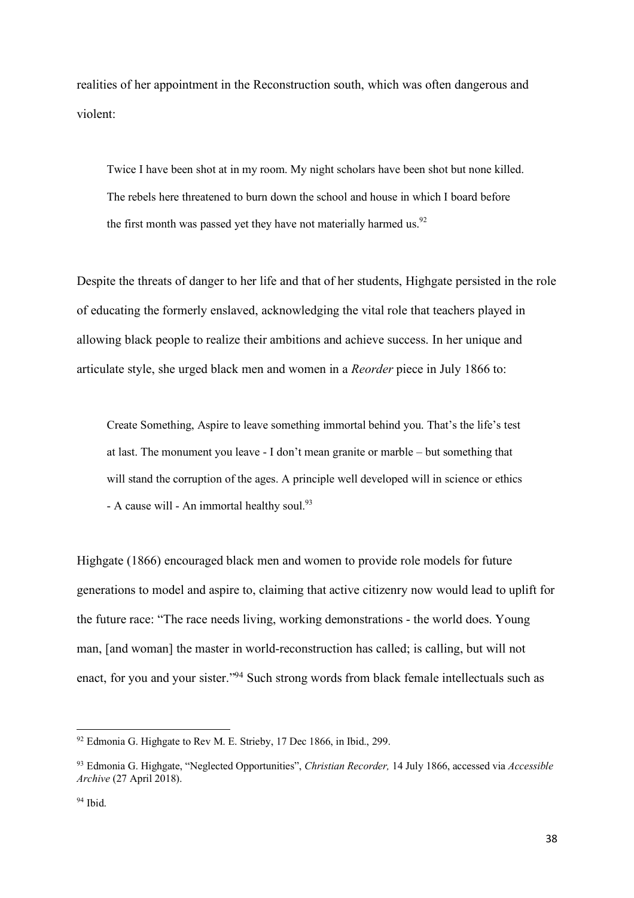realities of her appointment in the Reconstruction south, which was often dangerous and violent:

> Twice I have been shot at in my room. My night scholars have been shot but none killed. The rebels here threatened to burn down the school and house in which I board before the first month was passed yet they have not materially harmed us.[92]

Despite the threats of danger to her life and that of her students, Highgate persisted in the role of educating the formerly enslaved, acknowledging the vital role that teachers played in allowing black people to realize their ambitions and achieve success. In her unique and articulate style, she urged black men and women in a *Reorder* piece in July 1866 to:

> Create Something, Aspire to leave something immortal behind you. That's the life's test at last. The monument you leave - I don't mean granite or marble – but something that will stand the corruption of the ages. A principle well developed will in science or ethics - A cause will - An immortal healthy soul.[93]

Highgate (1866) encouraged black men and women to provide role models for future generations to model and aspire to, claiming that active citizenry now would lead to uplift for the future race: "The race needs living, working demonstrations - the world does. Young man, [and woman] the master in world-reconstruction has called; is calling, but will not enact, for you and your sister."[94] Such strong words from black female intellectuals such as

---

[92] Edmonia G. Highgate to Rev M. E. Strieby, 17 Dec 1866, in Ibid., 299.

[93] Edmonia G. Highgate, "Neglected Opportunities", *Christian Recorder,* 14 July 1866, accessed via *Accessible Archive* (27 April 2018).

[94] Ibid.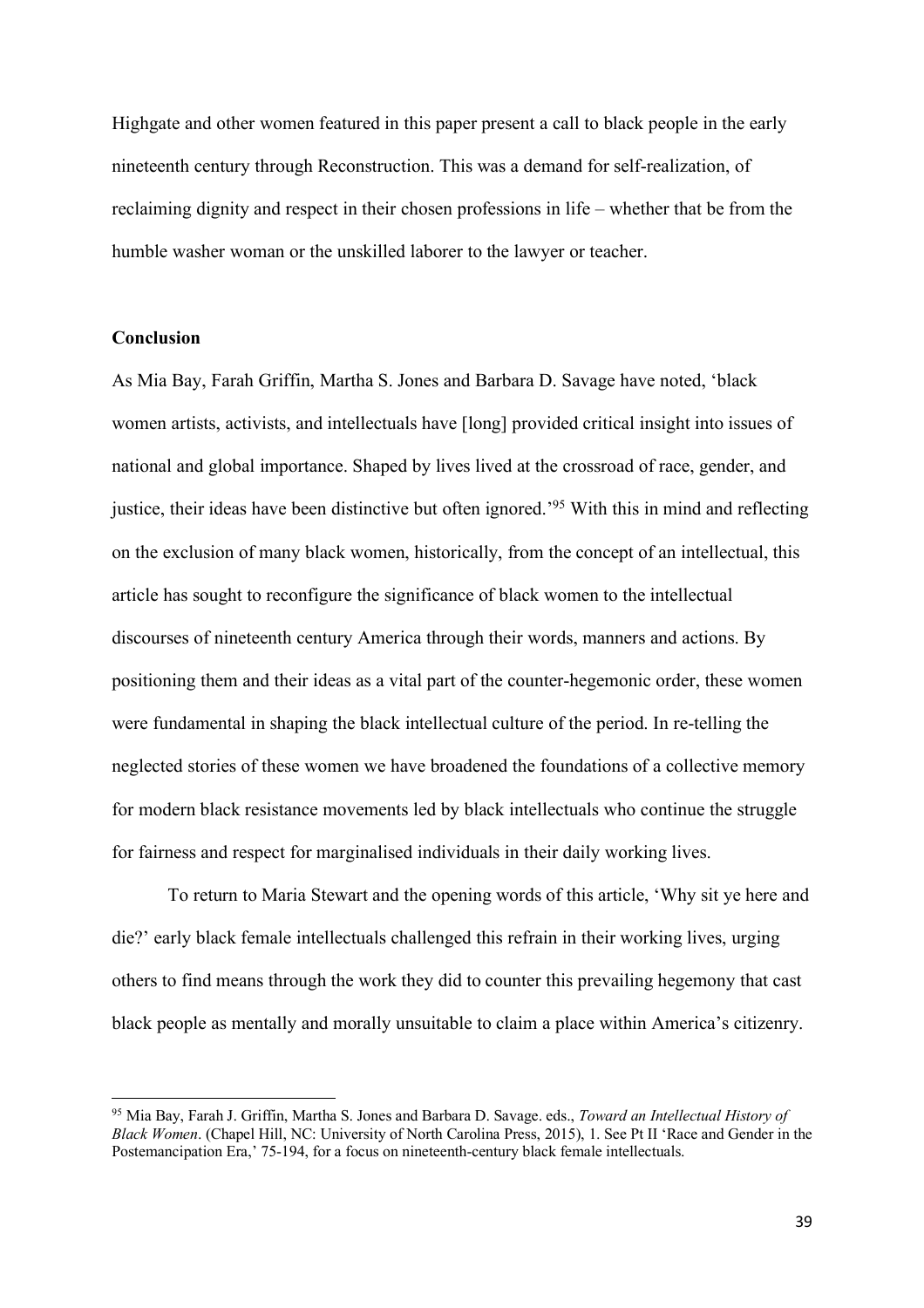Highgate and other women featured in this paper present a call to black people in the early nineteenth century through Reconstruction. This was a demand for self-realization, of reclaiming dignity and respect in their chosen professions in life – whether that be from the humble washer woman or the unskilled laborer to the lawyer or teacher.

## Conclusion

As Mia Bay, Farah Griffin, Martha S. Jones and Barbara D. Savage have noted, 'black women artists, activists, and intellectuals have [long] provided critical insight into issues of national and global importance. Shaped by lives lived at the crossroad of race, gender, and justice, their ideas have been distinctive but often ignored.'[95] With this in mind and reflecting on the exclusion of many black women, historically, from the concept of an intellectual, this article has sought to reconfigure the significance of black women to the intellectual discourses of nineteenth century America through their words, manners and actions. By positioning them and their ideas as a vital part of the counter-hegemonic order, these women were fundamental in shaping the black intellectual culture of the period. In re-telling the neglected stories of these women we have broadened the foundations of a collective memory for modern black resistance movements led by black intellectuals who continue the struggle for fairness and respect for marginalised individuals in their daily working lives.

To return to Maria Stewart and the opening words of this article, 'Why sit ye here and die?' early black female intellectuals challenged this refrain in their working lives, urging others to find means through the work they did to counter this prevailing hegemony that cast black people as mentally and morally unsuitable to claim a place within America's citizenry.

---

[95] Mia Bay, Farah J. Griffin, Martha S. Jones and Barbara D. Savage. eds., *Toward an Intellectual History of Black Women*. (Chapel Hill, NC: University of North Carolina Press, 2015), 1. See Pt II 'Race and Gender in the Postemancipation Era,' 75-194, for a focus on nineteenth-century black female intellectuals.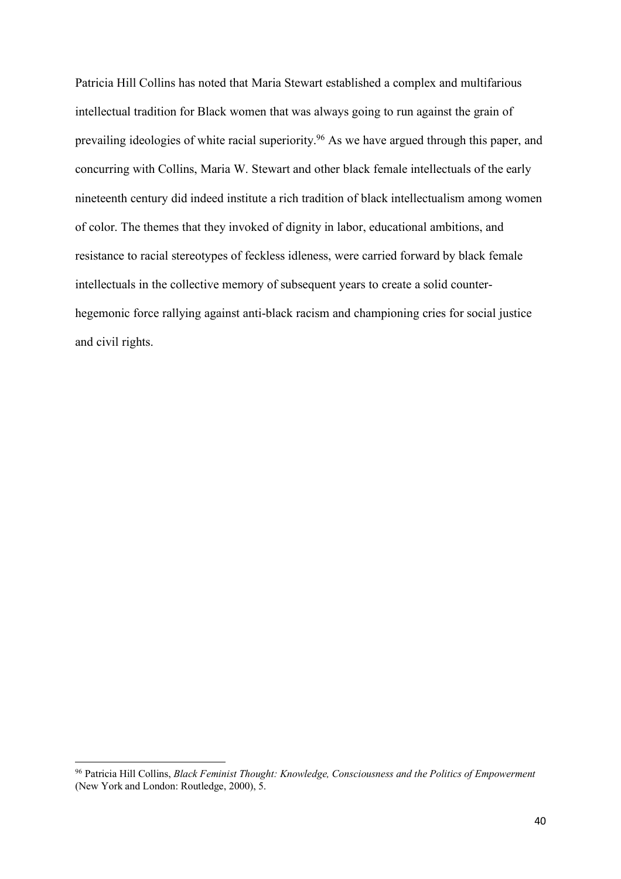Patricia Hill Collins has noted that Maria Stewart established a complex and multifarious intellectual tradition for Black women that was always going to run against the grain of prevailing ideologies of white racial superiority.[96] As we have argued through this paper, and concurring with Collins, Maria W. Stewart and other black female intellectuals of the early nineteenth century did indeed institute a rich tradition of black intellectualism among women of color. The themes that they invoked of dignity in labor, educational ambitions, and resistance to racial stereotypes of feckless idleness, were carried forward by black female intellectuals in the collective memory of subsequent years to create a solid counter-hegemonic force rallying against anti-black racism and championing cries for social justice and civil rights.

---

[96] Patricia Hill Collins, *Black Feminist Thought: Knowledge, Consciousness and the Politics of Empowerment* (New York and London: Routledge, 2000), 5.